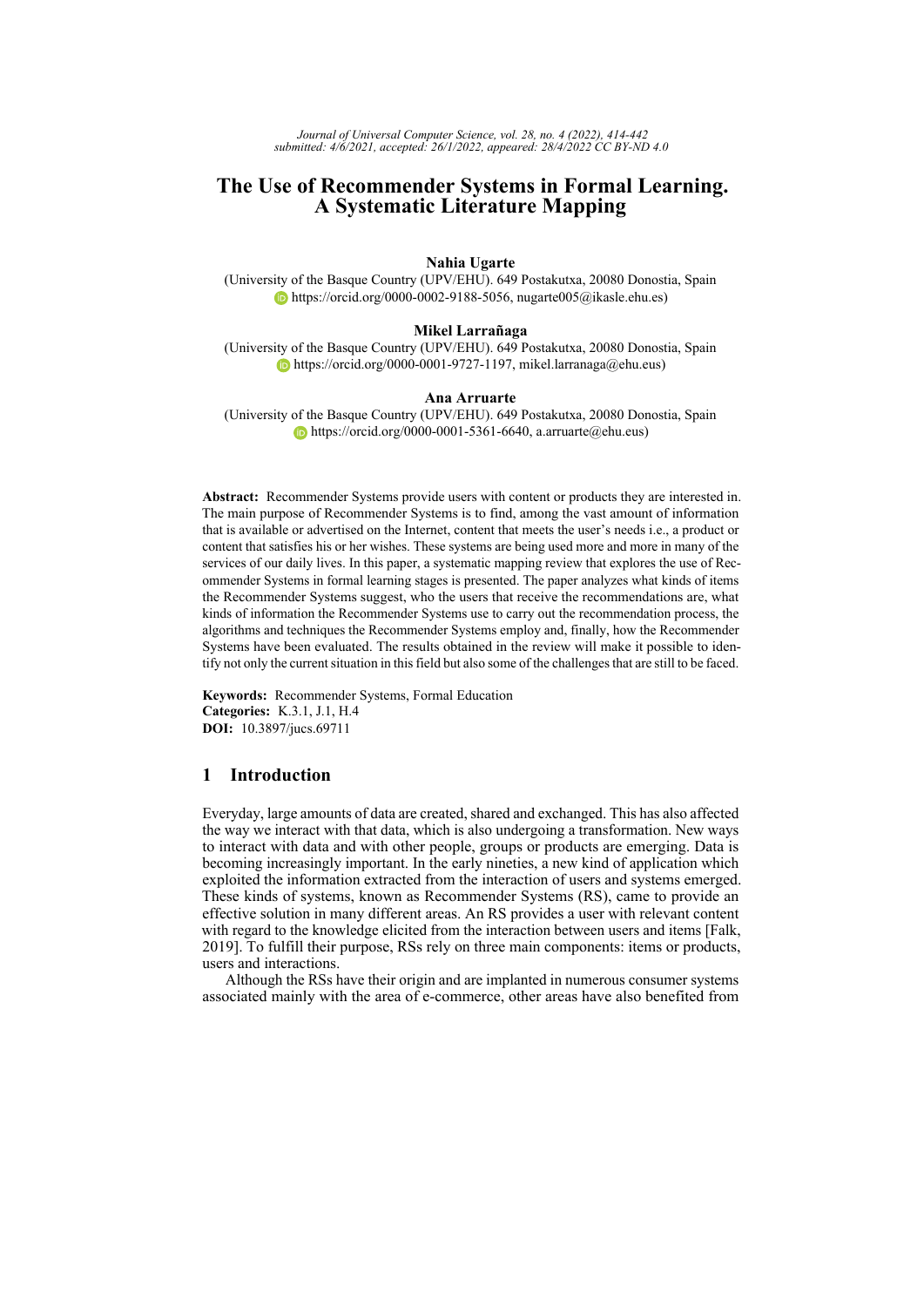*Journal of Universal Computer Science, vol. 28, no. 4 (2022), 414-442*
*submitted: 4/6/2021, accepted: 26/1/2022, appeared: 28/4/2022 CC BY-ND 4.0*

# The Use of Recommender Systems in Formal Learning. A Systematic Literature Mapping

**Nahia Ugarte**
(University of the Basque Country (UPV/EHU). 649 Postakutxa, 20080 Donostia, Spain
https://orcid.org/0000-0002-9188-5056, nugarte005@ikasle.ehu.es)

**Mikel Larrañaga**
(University of the Basque Country (UPV/EHU). 649 Postakutxa, 20080 Donostia, Spain
https://orcid.org/0000-0001-9727-1197, mikel.larranaga@ehu.eus)

**Ana Arruarte**
(University of the Basque Country (UPV/EHU). 649 Postakutxa, 20080 Donostia, Spain
https://orcid.org/0000-0001-5361-6640, a.arruarte@ehu.eus)

**Abstract:** Recommender Systems provide users with content or products they are interested in. The main purpose of Recommender Systems is to find, among the vast amount of information that is available or advertised on the Internet, content that meets the user's needs i.e., a product or content that satisfies his or her wishes. These systems are being used more and more in many of the services of our daily lives. In this paper, a systematic mapping review that explores the use of Recommender Systems in formal learning stages is presented. The paper analyzes what kinds of items the Recommender Systems suggest, who the users that receive the recommendations are, what kinds of information the Recommender Systems use to carry out the recommendation process, the algorithms and techniques the Recommender Systems employ and, finally, how the Recommender Systems have been evaluated. The results obtained in the review will make it possible to identify not only the current situation in this field but also some of the challenges that are still to be faced.

**Keywords:** Recommender Systems, Formal Education
**Categories:** K.3.1, J.1, H.4
**DOI:** 10.3897/jucs.69711

## 1 Introduction

Everyday, large amounts of data are created, shared and exchanged. This has also affected the way we interact with that data, which is also undergoing a transformation. New ways to interact with data and with other people, groups or products are emerging. Data is becoming increasingly important. In the early nineties, a new kind of application which exploited the information extracted from the interaction of users and systems emerged. These kinds of systems, known as Recommender Systems (RS), came to provide an effective solution in many different areas. An RS provides a user with relevant content with regard to the knowledge elicited from the interaction between users and items [Falk, 2019]. To fulfill their purpose, RSs rely on three main components: items or products, users and interactions.

Although the RSs have their origin and are implanted in numerous consumer systems associated mainly with the area of e-commerce, other areas have also benefited from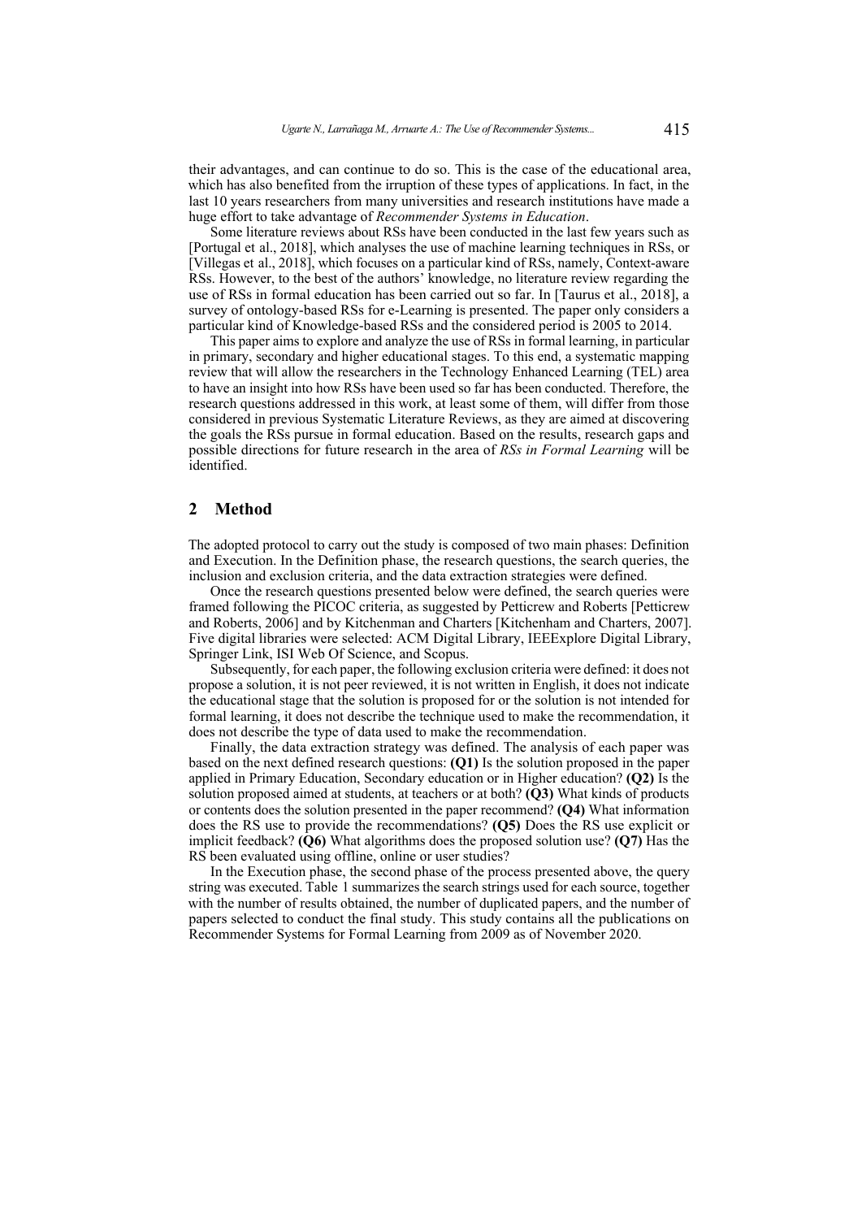their advantages, and can continue to do so. This is the case of the educational area, which has also benefited from the irruption of these types of applications. In fact, in the last 10 years researchers from many universities and research institutions have made a huge effort to take advantage of *Recommender Systems in Education*.

Some literature reviews about RSs have been conducted in the last few years such as [Portugal et al., 2018], which analyses the use of machine learning techniques in RSs, or [Villegas et al., 2018], which focuses on a particular kind of RSs, namely, Context-aware RSs. However, to the best of the authors' knowledge, no literature review regarding the use of RSs in formal education has been carried out so far. In [Taurus et al., 2018], a survey of ontology-based RSs for e-Learning is presented. The paper only considers a particular kind of Knowledge-based RSs and the considered period is 2005 to 2014.

This paper aims to explore and analyze the use of RSs in formal learning, in particular in primary, secondary and higher educational stages. To this end, a systematic mapping review that will allow the researchers in the Technology Enhanced Learning (TEL) area to have an insight into how RSs have been used so far has been conducted. Therefore, the research questions addressed in this work, at least some of them, will differ from those considered in previous Systematic Literature Reviews, as they are aimed at discovering the goals the RSs pursue in formal education. Based on the results, research gaps and possible directions for future research in the area of *RSs in Formal Learning* will be identified.

## 2 Method

The adopted protocol to carry out the study is composed of two main phases: Definition and Execution. In the Definition phase, the research questions, the search queries, the inclusion and exclusion criteria, and the data extraction strategies were defined.

Once the research questions presented below were defined, the search queries were framed following the PICOC criteria, as suggested by Petticrew and Roberts [Petticrew and Roberts, 2006] and by Kitchenman and Charters [Kitchenham and Charters, 2007]. Five digital libraries were selected: ACM Digital Library, IEEExplore Digital Library, Springer Link, ISI Web Of Science, and Scopus.

Subsequently, for each paper, the following exclusion criteria were defined: it does not propose a solution, it is not peer reviewed, it is not written in English, it does not indicate the educational stage that the solution is proposed for or the solution is not intended for formal learning, it does not describe the technique used to make the recommendation, it does not describe the type of data used to make the recommendation.

Finally, the data extraction strategy was defined. The analysis of each paper was based on the next defined research questions: **(Q1)** Is the solution proposed in the paper applied in Primary Education, Secondary education or in Higher education? **(Q2)** Is the solution proposed aimed at students, at teachers or at both? **(Q3)** What kinds of products or contents does the solution presented in the paper recommend? **(Q4)** What information does the RS use to provide the recommendations? **(Q5)** Does the RS use explicit or implicit feedback? **(Q6)** What algorithms does the proposed solution use? **(Q7)** Has the RS been evaluated using offline, online or user studies?

In the Execution phase, the second phase of the process presented above, the query string was executed. Table 1 summarizes the search strings used for each source, together with the number of results obtained, the number of duplicated papers, and the number of papers selected to conduct the final study. This study contains all the publications on Recommender Systems for Formal Learning from 2009 as of November 2020.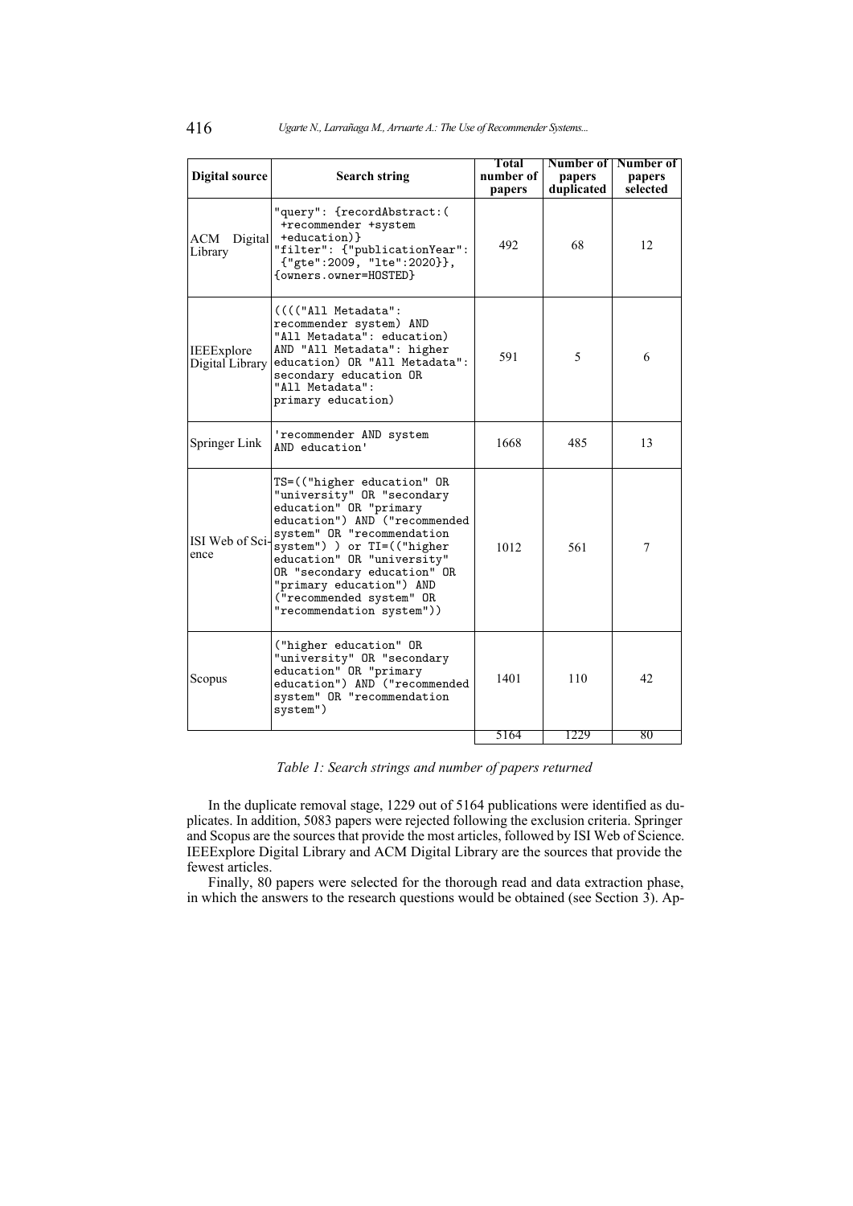| Digital source | Search string | Total number of papers | Number of papers duplicated | Number of papers selected |
|---|---|---|---|---|
| ACM Digital Library | `"query": {recordAbstract:( +recommender +system +education)} "filter": {"publicationYear": {"gte":2009, "lte":2020}}, {owners.owner=HOSTED}` | 492 | 68 | 12 |
| IEEExplore Digital Library | `(((("All Metadata": recommender system) AND "All Metadata": education) AND "All Metadata": higher education) OR "All Metadata": secondary education OR "All Metadata": primary education)` | 591 | 5 | 6 |
| Springer Link | `'recommender AND system AND education'` | 1668 | 485 | 13 |
| ISI Web of Science | `TS=(("higher education" OR "university" OR "secondary education" OR "primary education") AND ("recommended system" OR "recommendation system") ) or TI=(("higher education" OR "university" OR "secondary education" OR "primary education") AND ("recommended system" OR "recommendation system"))` | 1012 | 561 | 7 |
| Scopus | `("higher education" OR "university" OR "secondary education" OR "primary education") AND ("recommended system" OR "recommendation system")` | 1401 | 110 | 42 |
| | | 5164 | 1229 | 80 |

*Table 1: Search strings and number of papers returned*

In the duplicate removal stage, 1229 out of 5164 publications were identified as duplicates. In addition, 5083 papers were rejected following the exclusion criteria. Springer and Scopus are the sources that provide the most articles, followed by ISI Web of Science. IEEExplore Digital Library and ACM Digital Library are the sources that provide the fewest articles.

Finally, 80 papers were selected for the thorough read and data extraction phase, in which the answers to the research questions would be obtained (see Section 3). Ap-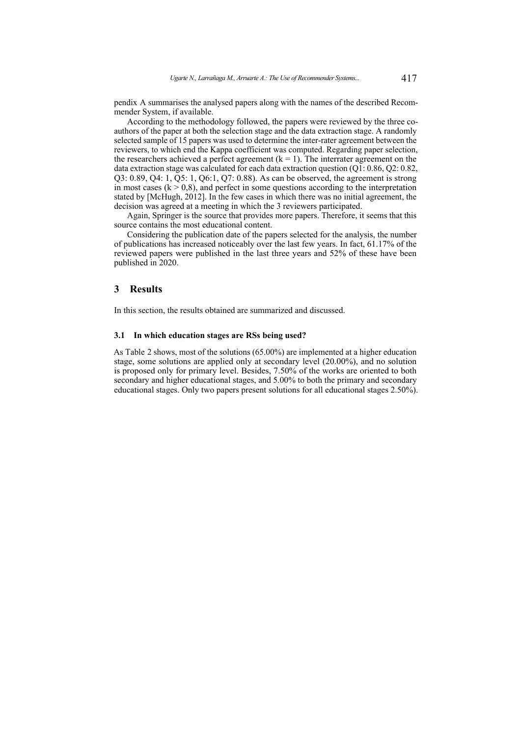pendix A summarises the analysed papers along with the names of the described Recommender System, if available.

According to the methodology followed, the papers were reviewed by the three co-authors of the paper at both the selection stage and the data extraction stage. A randomly selected sample of 15 papers was used to determine the inter-rater agreement between the reviewers, to which end the Kappa coefficient was computed. Regarding paper selection, the researchers achieved a perfect agreement ($k = 1$). The interrater agreement on the data extraction stage was calculated for each data extraction question (Q1: 0.86, Q2: 0.82, Q3: 0.89, Q4: 1, Q5: 1, Q6:1, Q7: 0.88). As can be observed, the agreement is strong in most cases ($k > 0,8$), and perfect in some questions according to the interpretation stated by [McHugh, 2012]. In the few cases in which there was no initial agreement, the decision was agreed at a meeting in which the 3 reviewers participated.

Again, Springer is the source that provides more papers. Therefore, it seems that this source contains the most educational content.

Considering the publication date of the papers selected for the analysis, the number of publications has increased noticeably over the last few years. In fact, 61.17% of the reviewed papers were published in the last three years and 52% of these have been published in 2020.

## 3 Results

In this section, the results obtained are summarized and discussed.

### 3.1 In which education stages are RSs being used?

As Table 2 shows, most of the solutions (65.00%) are implemented at a higher education stage, some solutions are applied only at secondary level (20.00%), and no solution is proposed only for primary level. Besides, 7.50% of the works are oriented to both secondary and higher educational stages, and 5.00% to both the primary and secondary educational stages. Only two papers present solutions for all educational stages 2.50%).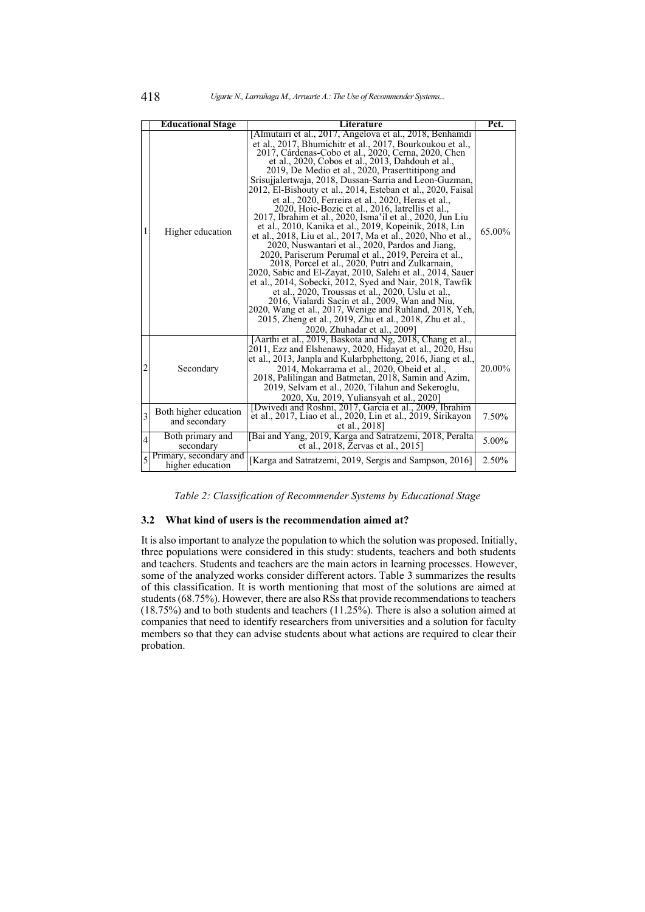|  | Educational Stage | Literature | Pct. |
|---|---|---|---|
| 1 | Higher education | [Almutairi et al., 2017, Angelova et al., 2018, Benhamdi et al., 2017, Bhumichitr et al., 2017, Bourkoukou et al., 2017, Cárdenas-Cobo et al., 2020, Cerna, 2020, Chen et al., 2020, Cobos et al., 2013, Dahdouh et al., 2019, De Medio et al., 2020, Praserttitipong and Srisujjalertwaja, 2018, Dussan-Sarria and Leon-Guzman, 2012, El-Bishouty et al., 2014, Esteban et al., 2020, Faisal et al., 2020, Ferreira et al., 2020, Heras et al., 2020, Hoic-Bozic et al., 2016, Iatrellis et al., 2017, Ibrahim et al., 2020, Isma'il et al., 2020, Jun Liu et al., 2010, Kanika et al., 2019, Kopeinik, 2018, Lin et al., 2018, Liu et al., 2017, Ma et al., 2020, Nho et al., 2020, Nuswantari et al., 2020, Pardos and Jiang, 2020, Pariserum Perumal et al., 2019, Pereira et al., 2018, Porcel et al., 2020, Putri and Zulkarnain, 2020, Sabic and El-Zayat, 2010, Salehi et al., 2014, Sauer et al., 2014, Sobecki, 2012, Syed and Nair, 2018, Tawfik et al., 2020, Troussas et al., 2020, Uslu et al., 2016, Vialardi Sacín et al., 2009, Wan and Niu, 2020, Wang et al., 2017, Wenige and Ruhland, 2018, Yeh, 2015, Zheng et al., 2019, Zhu et al., 2018, Zhu et al., 2020, Zhuhadar et al., 2009] | 65.00% |
| 2 | Secondary | [Aarthi et al., 2019, Baskota and Ng, 2018, Chang et al., 2011, Ezz and Elshenawy, 2020, Hidayat et al., 2020, Hsu et al., 2013, Janpla and Kularbphettong, 2016, Jiang et al., 2014, Mokarrama et al., 2020, Obeid et al., 2018, Palilingan and Batmetan, 2018, Samin and Azim, 2019, Selvam et al., 2020, Tilahun and Sekeroglu, 2020, Xu, 2019, Yuliansyah et al., 2020] | 20.00% |
| 3 | Both higher education and secondary | [Dwivedi and Roshni, 2017, García et al., 2009, Ibrahim et al., 2017, Liao et al., 2020, Lin et al., 2019, Sirikayon et al., 2018] | 7.50% |
| 4 | Both primary and secondary | [Bai and Yang, 2019, Karga and Satratzemi, 2018, Peralta et al., 2018, Zervas et al., 2015] | 5.00% |
| 5 | Primary, secondary and higher education | [Karga and Satratzemi, 2019, Sergis and Sampson, 2016] | 2.50% |

*Table 2: Classification of Recommender Systems by Educational Stage*

### 3.2 What kind of users is the recommendation aimed at?

It is also important to analyze the population to which the solution was proposed. Initially, three populations were considered in this study: students, teachers and both students and teachers. Students and teachers are the main actors in learning processes. However, some of the analyzed works consider different actors. Table 3 summarizes the results of this classification. It is worth mentioning that most of the solutions are aimed at students (68.75%). However, there are also RSs that provide recommendations to teachers (18.75%) and to both students and teachers (11.25%). There is also a solution aimed at companies that need to identify researchers from universities and a solution for faculty members so that they can advise students about what actions are required to clear their probation.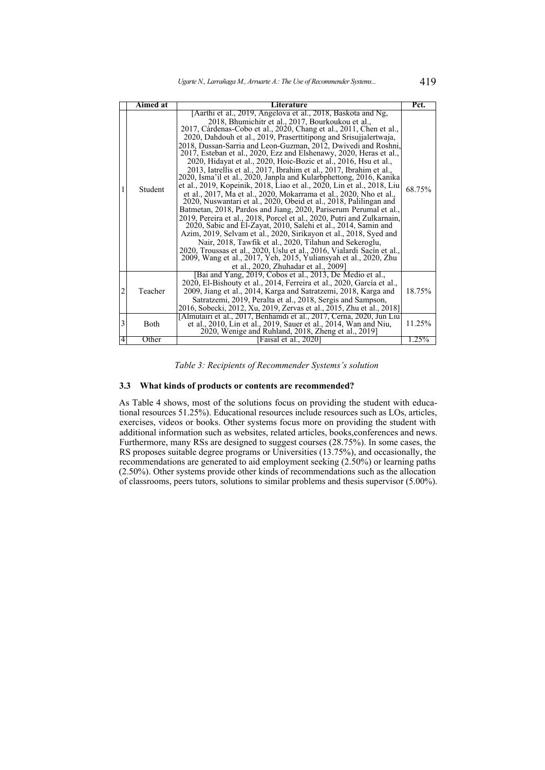|   | Aimed at | Literature | Pct. |
|---|---|---|---|
| 1 | Student | [Aarthi et al., 2019, Angelova et al., 2018, Baskota and Ng, 2018, Bhumichitr et al., 2017, Bourkoukou et al., 2017, Cárdenas-Cobo et al., 2020, Chang et al., 2011, Chen et al., 2020, Dahdouh et al., 2019, Praserttitipong and Srisujjalertwaja, 2018, Dussan-Sarria and Leon-Guzman, 2012, Dwivedi and Roshni, 2017, Esteban et al., 2020, Ezz and Elshenawy, 2020, Heras et al., 2020, Hidayat et al., 2020, Hoic-Bozic et al., 2016, Hsu et al., 2013, Iatrellis et al., 2017, Ibrahim et al., 2017, Ibrahim et al., 2020, Isma'il et al., 2020, Janpla and Kularbphettong, 2016, Kanika et al., 2019, Kopeinik, 2018, Liao et al., 2020, Lin et al., 2018, Liu et al., 2017, Ma et al., 2020, Mokarrama et al., 2020, Nho et al., 2020, Nuswantari et al., 2020, Obeid et al., 2018, Palilingan and Batmetan, 2018, Pardos and Jiang, 2020, Pariserum Perumal et al., 2019, Pereira et al., 2018, Porcel et al., 2020, Putri and Zulkarnain, 2020, Sabic and El-Zayat, 2010, Salehi et al., 2014, Samin and Azim, 2019, Selvam et al., 2020, Sirikayon et al., 2018, Syed and Nair, 2018, Tawfik et al., 2020, Tilahun and Sekeroglu, 2020, Troussas et al., 2020, Uslu et al., 2016, Vialardi Sacín et al., 2009, Wang et al., 2017, Yeh, 2015, Yuliansyah et al., 2020, Zhu et al., 2020, Zhuhadar et al., 2009] | 68.75% |
| 2 | Teacher | [Bai and Yang, 2019, Cobos et al., 2013, De Medio et al., 2020, El-Bishouty et al., 2014, Ferreira et al., 2020, García et al., 2009, Jiang et al., 2014, Karga and Satratzemi, 2018, Karga and Satratzemi, 2019, Peralta et al., 2018, Sergis and Sampson, 2016, Sobecki, 2012, Xu, 2019, Zervas et al., 2015, Zhu et al., 2018] | 18.75% |
| 3 | Both | [Almutairi et al., 2017, Benhamdi et al., 2017, Cerna, 2020, Jun Liu et al., 2010, Lin et al., 2019, Sauer et al., 2014, Wan and Niu, 2020, Wenige and Ruhland, 2018, Zheng et al., 2019] | 11.25% |
| 4 | Other | [Faisal et al., 2020] | 1.25% |

*Table 3: Recipients of Recommender Systems's solution*

### 3.3 What kinds of products or contents are recommended?

As Table 4 shows, most of the solutions focus on providing the student with educational resources 51.25%). Educational resources include resources such as LOs, articles, exercises, videos or books. Other systems focus more on providing the student with additional information such as websites, related articles, books,conferences and news. Furthermore, many RSs are designed to suggest courses (28.75%). In some cases, the RS proposes suitable degree programs or Universities (13.75%), and occasionally, the recommendations are generated to aid employment seeking (2.50%) or learning paths (2.50%). Other systems provide other kinds of recommendations such as the allocation of classrooms, peers tutors, solutions to similar problems and thesis supervisor (5.00%).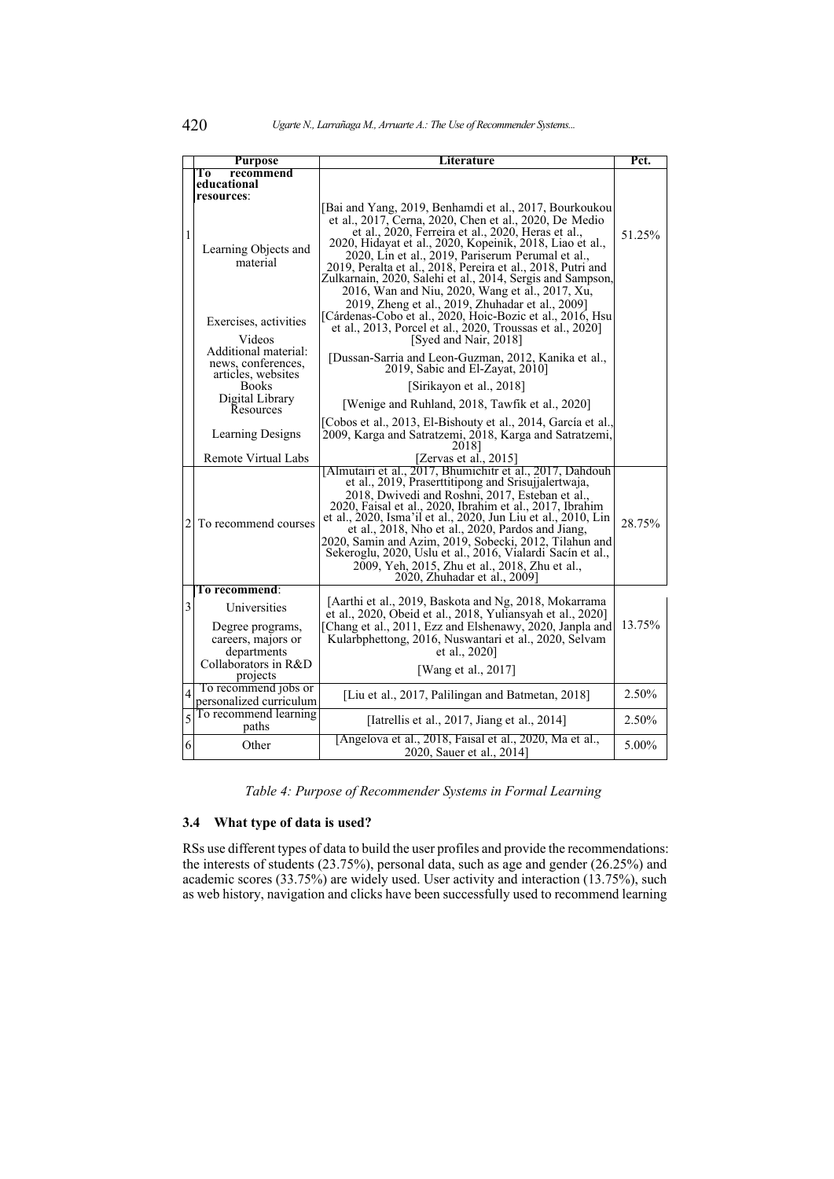| | Purpose | Literature | Pct. |
|---|---|---|---|
| 1 | **To recommend educational resources**: | | 51.25% |
| | Learning Objects and material | [Bai and Yang, 2019, Benhamdi et al., 2017, Bourkoukou et al., 2017, Cerna, 2020, Chen et al., 2020, De Medio et al., 2020, Ferreira et al., 2020, Heras et al., 2020, Hidayat et al., 2020, Kopeinik, 2018, Liao et al., 2020, Lin et al., 2019, Pariserum Perumal et al., 2019, Peralta et al., 2018, Pereira et al., 2018, Putri and Zulkarnain, 2020, Salehi et al., 2014, Sergis and Sampson, 2016, Wan and Niu, 2020, Wang et al., 2017, Xu, 2019, Zheng et al., 2019, Zhuhadar et al., 2009] | |
| | Exercises, activities | [Cárdenas-Cobo et al., 2020, Hoic-Bozic et al., 2016, Hsu et al., 2013, Porcel et al., 2020, Troussas et al., 2020] | |
| | Videos | [Syed and Nair, 2018] | |
| | Additional material: news, conferences, articles, websites | [Dussan-Sarria and Leon-Guzman, 2012, Kanika et al., 2019, Sabic and El-Zayat, 2010] | |
| | Books | [Sirikayon et al., 2018] | |
| | Digital Library Resources | [Wenige and Ruhland, 2018, Tawfik et al., 2020] | |
| | Learning Designs | [Cobos et al., 2013, El-Bishouty et al., 2014, García et al., 2009, Karga and Satratzemi, 2018, Karga and Satratzemi, 2018] | |
| | Remote Virtual Labs | [Zervas et al., 2015] | |
| 2 | To recommend courses | [Almutairi et al., 2017, Bhumichitr et al., 2017, Dahdouh et al., 2019, Praserttitipong and Srisujjalertwaja, 2018, Dwivedi and Roshni, 2017, Esteban et al., 2020, Faisal et al., 2020, Ibrahim et al., 2017, Ibrahim et al., 2020, Isma'il et al., 2020, Jun Liu et al., 2010, Lin et al., 2018, Nho et al., 2020, Pardos and Jiang, 2020, Samin and Azim, 2019, Sobecki, 2012, Tilahun and Sekeroglu, 2020, Uslu et al., 2016, Vialardi Sacín et al., 2009, Yeh, 2015, Zhu et al., 2018, Zhu et al., 2020, Zhuhadar et al., 2009] | 28.75% |
| 3 | **To recommend**: | | 13.75% |
| | Universities | [Aarthi et al., 2019, Baskota and Ng, 2018, Mokarrama et al., 2020, Obeid et al., 2018, Yuliansyah et al., 2020] | |
| | Degree programs, careers, majors or departments | [Chang et al., 2011, Ezz and Elshenawy, 2020, Janpla and Kularbphettong, 2016, Nuswantari et al., 2020, Selvam et al., 2020] | |
| | Collaborators in R&D projects | [Wang et al., 2017] | |
| 4 | To recommend jobs or personalized curriculum | [Liu et al., 2017, Palilingan and Batmetan, 2018] | 2.50% |
| 5 | To recommend learning paths | [Iatrellis et al., 2017, Jiang et al., 2014] | 2.50% |
| 6 | Other | [Angelova et al., 2018, Faisal et al., 2020, Ma et al., 2020, Sauer et al., 2014] | 5.00% |

*Table 4: Purpose of Recommender Systems in Formal Learning*

### 3.4 What type of data is used?

RSs use different types of data to build the user profiles and provide the recommendations: the interests of students (23.75%), personal data, such as age and gender (26.25%) and academic scores (33.75%) are widely used. User activity and interaction (13.75%), such as web history, navigation and clicks have been successfully used to recommend learning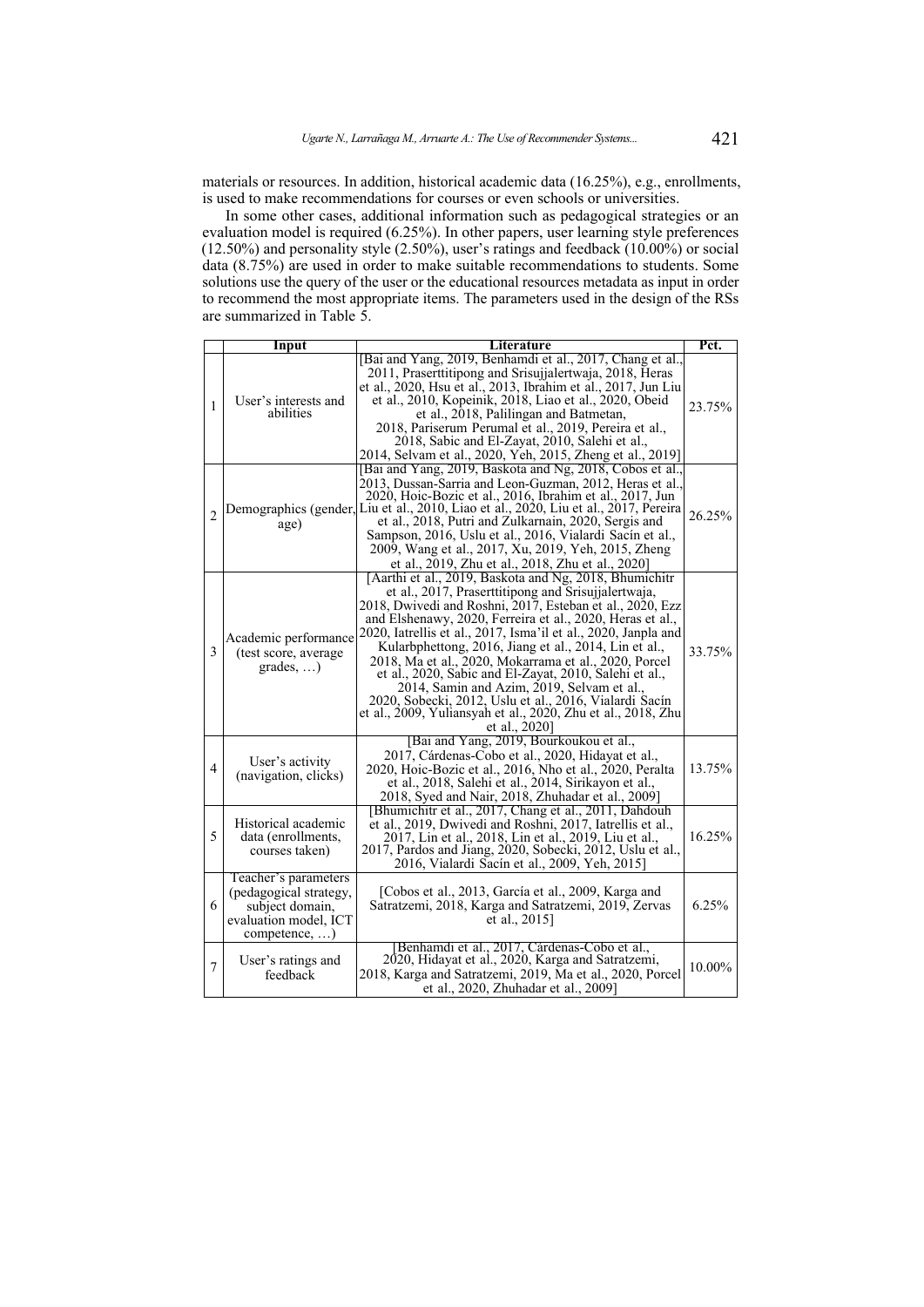materials or resources. In addition, historical academic data (16.25%), e.g., enrollments, is used to make recommendations for courses or even schools or universities.

In some other cases, additional information such as pedagogical strategies or an evaluation model is required (6.25%). In other papers, user learning style preferences (12.50%) and personality style (2.50%), user's ratings and feedback (10.00%) or social data (8.75%) are used in order to make suitable recommendations to students. Some solutions use the query of the user or the educational resources metadata as input in order to recommend the most appropriate items. The parameters used in the design of the RSs are summarized in Table 5.

| | Input | Literature | Pct. |
|---|---|---|---|
| 1 | User's interests and abilities | [Bai and Yang, 2019, Benhamdi et al., 2017, Chang et al., 2011, Praserttitipong and Srisujjalertwaja, 2018, Heras et al., 2020, Hsu et al., 2013, Ibrahim et al., 2017, Jun Liu et al., 2010, Kopeinik, 2018, Liao et al., 2020, Obeid et al., 2018, Palilingan and Batmetan, 2018, Pariserum Perumal et al., 2019, Pereira et al., 2018, Sabic and El-Zayat, 2010, Salehi et al., 2014, Selvam et al., 2020, Yeh, 2015, Zheng et al., 2019] | 23.75% |
| 2 | Demographics (gender, age) | [Bai and Yang, 2019, Baskota and Ng, 2018, Cobos et al., 2013, Dussan-Sarria and Leon-Guzman, 2012, Heras et al., 2020, Hoic-Bozic et al., 2016, Ibrahim et al., 2017, Jun Liu et al., 2010, Liao et al., 2020, Liu et al., 2017, Pereira et al., 2018, Putri and Zulkarnain, 2020, Sergis and Sampson, 2016, Uslu et al., 2016, Vialardi Sacín et al., 2009, Wang et al., 2017, Xu, 2019, Yeh, 2015, Zheng et al., 2019, Zhu et al., 2018, Zhu et al., 2020] | 26.25% |
| 3 | Academic performance (test score, average grades, …) | [Aarthi et al., 2019, Baskota and Ng, 2018, Bhumichitr et al., 2017, Praserttitipong and Srisujjalertwaja, 2018, Dwivedi and Roshni, 2017, Esteban et al., 2020, Ezz and Elshenawy, 2020, Ferreira et al., 2020, Heras et al., 2020, Iatrellis et al., 2017, Isma'il et al., 2020, Janpla and Kularbphettong, 2016, Jiang et al., 2014, Lin et al., 2018, Ma et al., 2020, Mokarrama et al., 2020, Porcel et al., 2020, Sabic and El-Zayat, 2010, Salehi et al., 2014, Samin and Azim, 2019, Selvam et al., 2020, Sobecki, 2012, Uslu et al., 2016, Vialardi Sacín et al., 2009, Yuliansyah et al., 2020, Zhu et al., 2018, Zhu et al., 2020] | 33.75% |
| 4 | User's activity (navigation, clicks) | [Bai and Yang, 2019, Bourkoukou et al., 2017, Cárdenas-Cobo et al., 2020, Hidayat et al., 2020, Hoic-Bozic et al., 2016, Nho et al., 2020, Peralta et al., 2018, Salehi et al., 2014, Sirikayon et al., 2018, Syed and Nair, 2018, Zhuhadar et al., 2009] | 13.75% |
| 5 | Historical academic data (enrollments, courses taken) | [Bhumichitr et al., 2017, Chang et al., 2011, Dahdouh et al., 2019, Dwivedi and Roshni, 2017, Iatrellis et al., 2017, Lin et al., 2018, Lin et al., 2019, Liu et al., 2017, Pardos and Jiang, 2020, Sobecki, 2012, Uslu et al., 2016, Vialardi Sacín et al., 2009, Yeh, 2015] | 16.25% |
| 6 | Teacher's parameters (pedagogical strategy, subject domain, evaluation model, ICT competence, …) | [Cobos et al., 2013, García et al., 2009, Karga and Satratzemi, 2018, Karga and Satratzemi, 2019, Zervas et al., 2015] | 6.25% |
| 7 | User's ratings and feedback | [Benhamdi et al., 2017, Cárdenas-Cobo et al., 2020, Hidayat et al., 2020, Karga and Satratzemi, 2018, Karga and Satratzemi, 2019, Ma et al., 2020, Porcel et al., 2020, Zhuhadar et al., 2009] | 10.00% |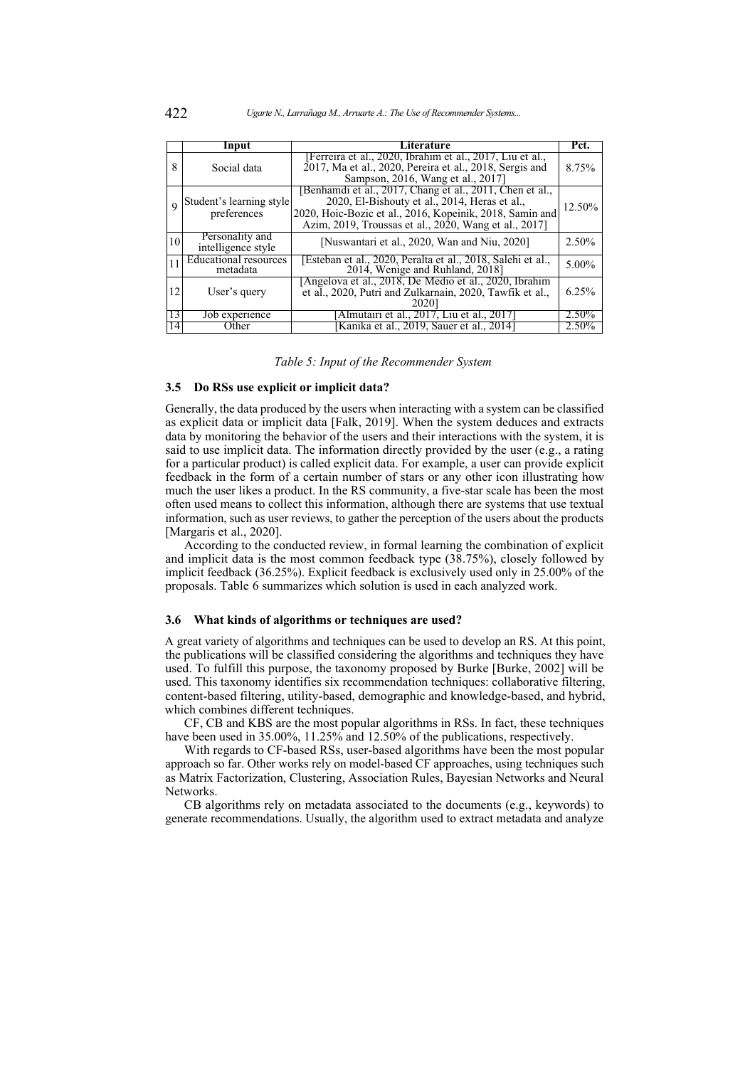|  | Input | Literature | Pct. |
|---|---|---|---|
| 8 | Social data | [Ferreira et al., 2020, Ibrahim et al., 2017, Liu et al., 2017, Ma et al., 2020, Pereira et al., 2018, Sergis and Sampson, 2016, Wang et al., 2017] | 8.75% |
| 9 | Student's learning style preferences | [Benhamdi et al., 2017, Chang et al., 2011, Chen et al., 2020, El-Bishouty et al., 2014, Heras et al., 2020, Hoic-Bozic et al., 2016, Kopeinik, 2018, Samin and Azim, 2019, Troussas et al., 2020, Wang et al., 2017] | 12.50% |
| 10 | Personality and intelligence style | [Nuswantari et al., 2020, Wan and Niu, 2020] | 2.50% |
| 11 | Educational resources metadata | [Esteban et al., 2020, Peralta et al., 2018, Salehi et al., 2014, Wenige and Ruhland, 2018] | 5.00% |
| 12 | User's query | [Angelova et al., 2018, De Medio et al., 2020, Ibrahim et al., 2020, Putri and Zulkarnain, 2020, Tawfik et al., 2020] | 6.25% |
| 13 | Job experience | [Almutairi et al., 2017, Liu et al., 2017] | 2.50% |
| 14 | Other | [Kanika et al., 2019, Sauer et al., 2014] | 2.50% |

*Table 5: Input of the Recommender System*

### 3.5 Do RSs use explicit or implicit data?

Generally, the data produced by the users when interacting with a system can be classified as explicit data or implicit data [Falk, 2019]. When the system deduces and extracts data by monitoring the behavior of the users and their interactions with the system, it is said to use implicit data. The information directly provided by the user (e.g., a rating for a particular product) is called explicit data. For example, a user can provide explicit feedback in the form of a certain number of stars or any other icon illustrating how much the user likes a product. In the RS community, a five-star scale has been the most often used means to collect this information, although there are systems that use textual information, such as user reviews, to gather the perception of the users about the products [Margaris et al., 2020].

According to the conducted review, in formal learning the combination of explicit and implicit data is the most common feedback type (38.75%), closely followed by implicit feedback (36.25%). Explicit feedback is exclusively used only in 25.00% of the proposals. Table 6 summarizes which solution is used in each analyzed work.

### 3.6 What kinds of algorithms or techniques are used?

A great variety of algorithms and techniques can be used to develop an RS. At this point, the publications will be classified considering the algorithms and techniques they have used. To fulfill this purpose, the taxonomy proposed by Burke [Burke, 2002] will be used. This taxonomy identifies six recommendation techniques: collaborative filtering, content-based filtering, utility-based, demographic and knowledge-based, and hybrid, which combines different techniques.

CF, CB and KBS are the most popular algorithms in RSs. In fact, these techniques have been used in 35.00%, 11.25% and 12.50% of the publications, respectively.

With regards to CF-based RSs, user-based algorithms have been the most popular approach so far. Other works rely on model-based CF approaches, using techniques such as Matrix Factorization, Clustering, Association Rules, Bayesian Networks and Neural Networks.

CB algorithms rely on metadata associated to the documents (e.g., keywords) to generate recommendations. Usually, the algorithm used to extract metadata and analyze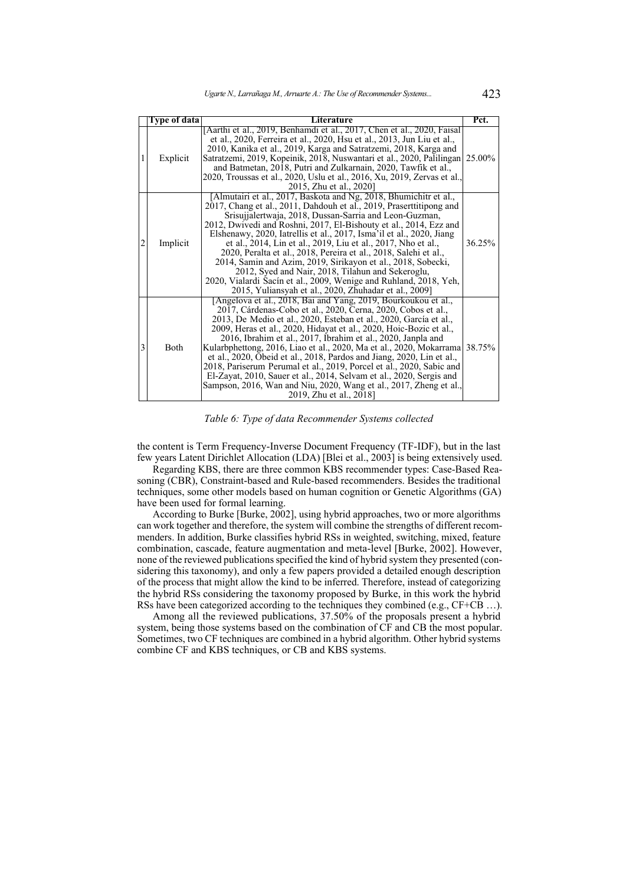| | Type of data | Literature | Pct. |
|---|---|---|---|
| 1 | Explicit | [Aarthi et al., 2019, Benhamdi et al., 2017, Chen et al., 2020, Faisal et al., 2020, Ferreira et al., 2020, Hsu et al., 2013, Jun Liu et al., 2010, Kanika et al., 2019, Karga and Satratzemi, 2018, Karga and Satratzemi, 2019, Kopeinik, 2018, Nuswantari et al., 2020, Palilingan and Batmetan, 2018, Putri and Zulkarnain, 2020, Tawfik et al., 2020, Troussas et al., 2020, Uslu et al., 2016, Xu, 2019, Zervas et al., 2015, Zhu et al., 2020] | 25.00% |
| 2 | Implicit | [Almutairi et al., 2017, Baskota and Ng, 2018, Bhumichitr et al., 2017, Chang et al., 2011, Dahdouh et al., 2019, Praserttitipong and Srisujjalertwaja, 2018, Dussan-Sarria and Leon-Guzman, 2012, Dwivedi and Roshni, 2017, El-Bishouty et al., 2014, Ezz and Elshenawy, 2020, Iatrellis et al., 2017, Isma'il et al., 2020, Jiang et al., 2014, Lin et al., 2019, Liu et al., 2017, Nho et al., 2020, Peralta et al., 2018, Pereira et al., 2018, Salehi et al., 2014, Samin and Azim, 2019, Sirikayon et al., 2018, Sobecki, 2012, Syed and Nair, 2018, Tilahun and Sekeroglu, 2020, Vialardi Sacín et al., 2009, Wenige and Ruhland, 2018, Yeh, 2015, Yuliansyah et al., 2020, Zhuhadar et al., 2009] | 36.25% |
| 3 | Both | [Angelova et al., 2018, Bai and Yang, 2019, Bourkoukou et al., 2017, Cárdenas-Cobo et al., 2020, Cerna, 2020, Cobos et al., 2013, De Medio et al., 2020, Esteban et al., 2020, García et al., 2009, Heras et al., 2020, Hidayat et al., 2020, Hoic-Bozic et al., 2016, Ibrahim et al., 2017, Ibrahim et al., 2020, Janpla and Kularbphettong, 2016, Liao et al., 2020, Ma et al., 2020, Mokarrama et al., 2020, Obeid et al., 2018, Pardos and Jiang, 2020, Lin et al., 2018, Pariserum Perumal et al., 2019, Porcel et al., 2020, Sabic and El-Zayat, 2010, Sauer et al., 2014, Selvam et al., 2020, Sergis and Sampson, 2016, Wan and Niu, 2020, Wang et al., 2017, Zheng et al., 2019, Zhu et al., 2018] | 38.75% |

*Table 6: Type of data Recommender Systems collected*

the content is Term Frequency-Inverse Document Frequency (TF-IDF), but in the last few years Latent Dirichlet Allocation (LDA) [Blei et al., 2003] is being extensively used.

Regarding KBS, there are three common KBS recommender types: Case-Based Reasoning (CBR), Constraint-based and Rule-based recommenders. Besides the traditional techniques, some other models based on human cognition or Genetic Algorithms (GA) have been used for formal learning.

According to Burke [Burke, 2002], using hybrid approaches, two or more algorithms can work together and therefore, the system will combine the strengths of different recommenders. In addition, Burke classifies hybrid RSs in weighted, switching, mixed, feature combination, cascade, feature augmentation and meta-level [Burke, 2002]. However, none of the reviewed publications specified the kind of hybrid system they presented (considering this taxonomy), and only a few papers provided a detailed enough description of the process that might allow the kind to be inferred. Therefore, instead of categorizing the hybrid RSs considering the taxonomy proposed by Burke, in this work the hybrid RSs have been categorized according to the techniques they combined (e.g., CF+CB …).

Among all the reviewed publications, 37.50% of the proposals present a hybrid system, being those systems based on the combination of CF and CB the most popular. Sometimes, two CF techniques are combined in a hybrid algorithm. Other hybrid systems combine CF and KBS techniques, or CB and KBS systems.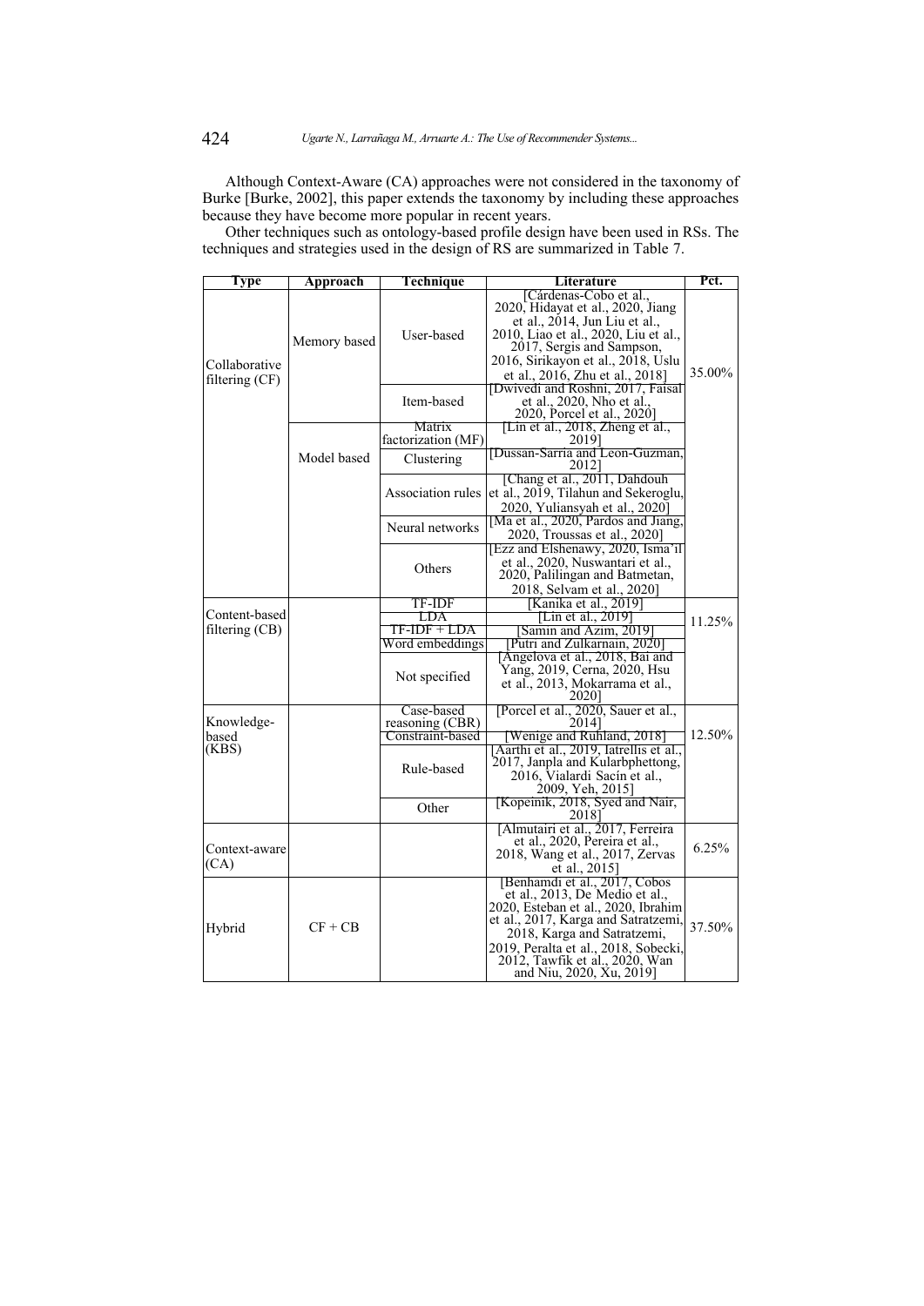Although Context-Aware (CA) approaches were not considered in the taxonomy of Burke [Burke, 2002], this paper extends the taxonomy by including these approaches because they have become more popular in recent years.

Other techniques such as ontology-based profile design have been used in RSs. The techniques and strategies used in the design of RS are summarized in Table 7.

| Type | Approach | Technique | Literature | Pct. |
|---|---|---|---|---|
| Collaborative filtering (CF) | Memory based | User-based | [Cárdenas-Cobo et al., 2020, Hidayat et al., 2020, Jiang et al., 2014, Jun Liu et al., 2010, Liao et al., 2020, Liu et al., 2017, Sergis and Sampson, 2016, Sirikayon et al., 2018, Uslu et al., 2016, Zhu et al., 2018] | 35.00% |
| | | Item-based | [Dwivedi and Roshni, 2017, Faisal et al., 2020, Nho et al., 2020, Porcel et al., 2020] | |
| | Model based | Matrix factorization (MF) | [Lin et al., 2018, Zheng et al., 2019] | |
| | | Clustering | [Dussan-Sarria and Leon-Guzman, 2012] | |
| | | Association rules | [Chang et al., 2011, Dahdouh et al., 2019, Tilahun and Sekeroglu, 2020, Yuliansyah et al., 2020] | |
| | | Neural networks | [Ma et al., 2020, Pardos and Jiang, 2020, Troussas et al., 2020] | |
| | | Others | [Ezz and Elshenawy, 2020, Isma'il et al., 2020, Nuswantari et al., 2020, Palilingan and Batmetan, 2018, Selvam et al., 2020] | |
| Content-based filtering (CB) | | TF-IDF | [Kanika et al., 2019] | 11.25% |
| | | LDA | [Lin et al., 2019] | |
| | | TF-IDF + LDA | [Samin and Azim, 2019] | |
| | | Word embeddings | [Putri and Zulkarnain, 2020] | |
| | | Not specified | [Angelova et al., 2018, Bai and Yang, 2019, Cerna, 2020, Hsu et al., 2013, Mokarrama et al., 2020] | |
| Knowledge-based (KBS) | | Case-based reasoning (CBR) | [Porcel et al., 2020, Sauer et al., 2014] | 12.50% |
| | | Constraint-based | [Wenige and Ruhland, 2018] | |
| | | Rule-based | [Aarthi et al., 2019, Iatrellis et al., 2017, Janpla and Kularbphettong, 2016, Vialardi Sacín et al., 2009, Yeh, 2015] | |
| | | Other | [Kopeinik, 2018, Syed and Nair, 2018] | |
| Context-aware (CA) | | | [Almutairi et al., 2017, Ferreira et al., 2020, Pereira et al., 2018, Wang et al., 2017, Zervas et al., 2015] | 6.25% |
| Hybrid | CF + CB | | [Benhamdi et al., 2017, Cobos et al., 2013, De Medio et al., 2020, Esteban et al., 2020, Ibrahim et al., 2017, Karga and Satratzemi, 2018, Karga and Satratzemi, 2019, Peralta et al., 2018, Sobecki, 2012, Tawfik et al., 2020, Wan and Niu, 2020, Xu, 2019] | 37.50% |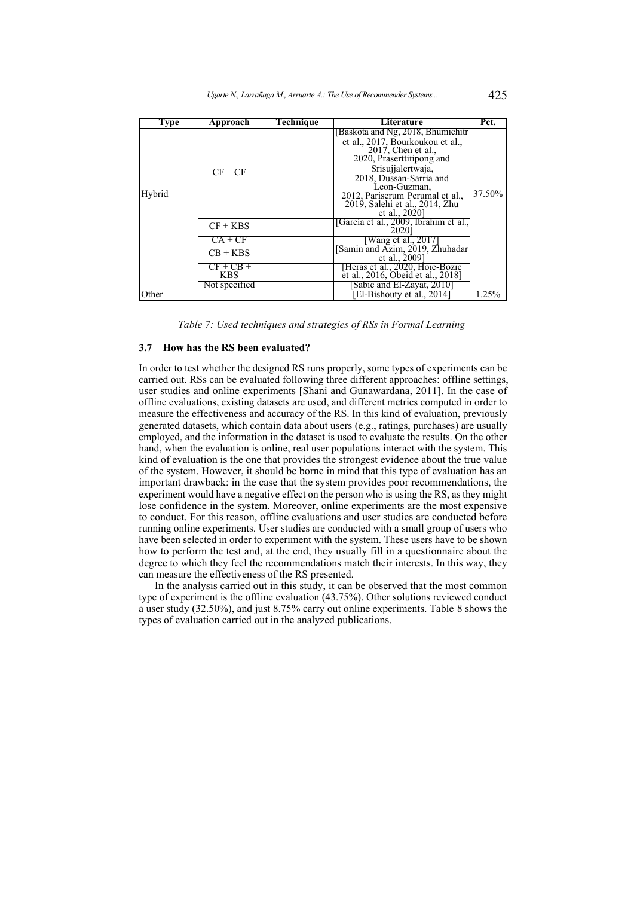| Type | Approach | Technique | Literature | Pct. |
|---|---|---|---|---|
| Hybrid | CF + CF | | [Baskota and Ng, 2018, Bhumichitr et al., 2017, Bourkoukou et al., 2017, Chen et al., 2020, Praserttitipong and Srisujjalertwaja, 2018, Dussan-Sarria and Leon-Guzman, 2012, Pariserum Perumal et al., 2019, Salehi et al., 2014, Zhu et al., 2020] | 37.50% |
| | CF + KBS | | [Garcia et al., 2009, Ibrahim et al., 2020] | |
| | CA + CF | | [Wang et al., 2017] | |
| | CB + KBS | | [Samin and Azim, 2019, Zhuhadar et al., 2009] | |
| | CF + CB + KBS | | [Heras et al., 2020, Hoic-Bozic et al., 2016, Obeid et al., 2018] | |
| | Not specified | | [Sabic and El-Zayat, 2010] | |
| Other | | | [El-Bishouty et al., 2014] | 1.25% |

*Table 7: Used techniques and strategies of RSs in Formal Learning*

### 3.7 How has the RS been evaluated?

In order to test whether the designed RS runs properly, some types of experiments can be carried out. RSs can be evaluated following three different approaches: offline settings, user studies and online experiments [Shani and Gunawardana, 2011]. In the case of offline evaluations, existing datasets are used, and different metrics computed in order to measure the effectiveness and accuracy of the RS. In this kind of evaluation, previously generated datasets, which contain data about users (e.g., ratings, purchases) are usually employed, and the information in the dataset is used to evaluate the results. On the other hand, when the evaluation is online, real user populations interact with the system. This kind of evaluation is the one that provides the strongest evidence about the true value of the system. However, it should be borne in mind that this type of evaluation has an important drawback: in the case that the system provides poor recommendations, the experiment would have a negative effect on the person who is using the RS, as they might lose confidence in the system. Moreover, online experiments are the most expensive to conduct. For this reason, offline evaluations and user studies are conducted before running online experiments. User studies are conducted with a small group of users who have been selected in order to experiment with the system. These users have to be shown how to perform the test and, at the end, they usually fill in a questionnaire about the degree to which they feel the recommendations match their interests. In this way, they can measure the effectiveness of the RS presented.

In the analysis carried out in this study, it can be observed that the most common type of experiment is the offline evaluation (43.75%). Other solutions reviewed conduct a user study (32.50%), and just 8.75% carry out online experiments. Table 8 shows the types of evaluation carried out in the analyzed publications.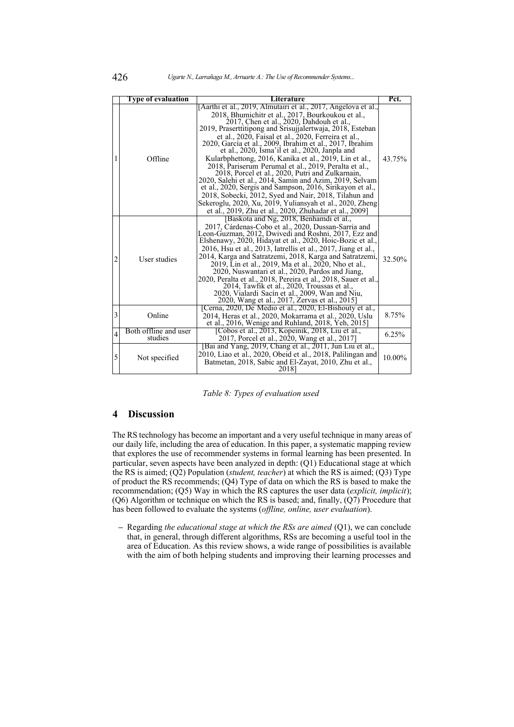|  | Type of evaluation | Literature | Pct. |
|---|---|---|---|
| 1 | Offline | [Aarthi et al., 2019, Almutairi et al., 2017, Angelova et al., 2018, Bhumichitr et al., 2017, Bourkoukou et al., 2017, Chen et al., 2020, Dahdouh et al., 2019, Prasertitipong and Srisujjalertwaja, 2018, Esteban et al., 2020, Faisal et al., 2020, Ferreira et al., 2020, García et al., 2009, Ibrahim et al., 2017, Ibrahim et al., 2020, Isma'il et al., 2020, Janpla and Kularbphettong, 2016, Kanika et al., 2019, Lin et al., 2018, Pariserum Perumal et al., 2019, Peralta et al., 2018, Porcel et al., 2020, Putri and Zulkarnain, 2020, Salehi et al., 2014, Samin and Azim, 2019, Selvam et al., 2020, Sergis and Sampson, 2016, Sirikayon et al., 2018, Sobecki, 2012, Syed and Nair, 2018, Tilahun and Sekeroglu, 2020, Xu, 2019, Yuliansyah et al., 2020, Zheng et al., 2019, Zhu et al., 2020, Zhuhadar et al., 2009] | 43.75% |
| 2 | User studies | [Baskota and Ng, 2018, Benhamdi et al., 2017, Cárdenas-Cobo et al., 2020, Dussan-Sarria and Leon-Guzman, 2012, Dwivedi and Roshni, 2017, Ezz and Elshenawy, 2020, Hidayat et al., 2020, Hoic-Bozic et al., 2016, Hsu et al., 2013, Iatrellis et al., 2017, Jiang et al., 2014, Karga and Satratzemi, 2018, Karga and Satratzemi, 2019, Lin et al., 2019, Ma et al., 2020, Nho et al., 2020, Nuswantari et al., 2020, Pardos and Jiang, 2020, Peralta et al., 2018, Pereira et al., 2018, Sauer et al., 2014, Tawfik et al., 2020, Troussas et al., 2020, Vialardi Sacín et al., 2009, Wan and Niu, 2020, Wang et al., 2017, Zervas et al., 2015] | 32.50% |
| 3 | Online | [Cerna, 2020, De Medio et al., 2020, El-Bishouty et al., 2014, Heras et al., 2020, Mokarrama et al., 2020, Uslu et al., 2016, Wenige and Ruhland, 2018, Yeh, 2015] | 8.75% |
| 4 | Both offline and user studies | [Cobos et al., 2013, Kopeinik, 2018, Liu et al., 2017, Porcel et al., 2020, Wang et al., 2017] | 6.25% |
| 5 | Not specified | [Bai and Yang, 2019, Chang et al., 2011, Jun Liu et al., 2010, Liao et al., 2020, Obeid et al., 2018, Palilingan and Batmetan, 2018, Sabic and El-Zayat, 2010, Zhu et al., 2018] | 10.00% |

*Table 8: Types of evaluation used*

## 4 Discussion

The RS technology has become an important and a very useful technique in many areas of our daily life, including the area of education. In this paper, a systematic mapping review that explores the use of recommender systems in formal learning has been presented. In particular, seven aspects have been analyzed in depth: (Q1) Educational stage at which the RS is aimed; (Q2) Population (*student, teacher*) at which the RS is aimed; (Q3) Type of product the RS recommends; (Q4) Type of data on which the RS is based to make the recommendation; (Q5) Way in which the RS captures the user data (*explicit, implicit*); (Q6) Algorithm or technique on which the RS is based; and, finally, (Q7) Procedure that has been followed to evaluate the systems (*offline, online, user evaluation*).

- Regarding *the educational stage at which the RSs are aimed* (Q1), we can conclude that, in general, through different algorithms, RSs are becoming a useful tool in the area of Education. As this review shows, a wide range of possibilities is available with the aim of both helping students and improving their learning processes and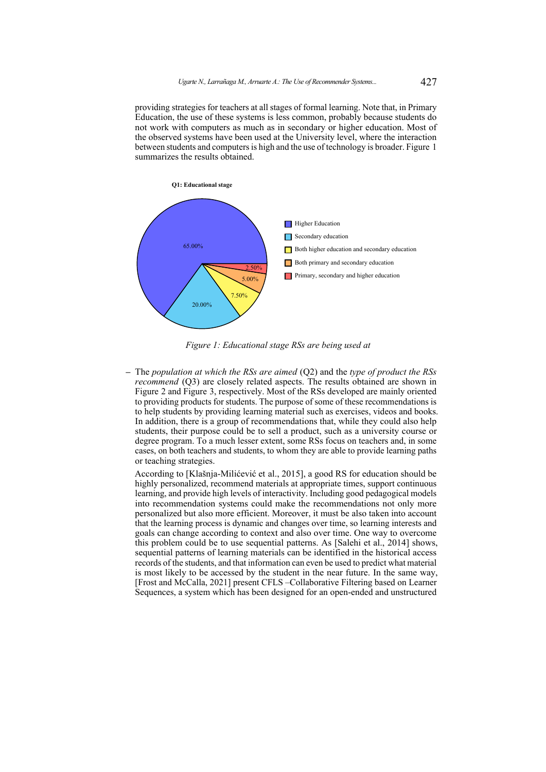providing strategies for teachers at all stages of formal learning. Note that, in Primary Education, the use of these systems is less common, probably because students do not work with computers as much as in secondary or higher education. Most of the observed systems have been used at the University level, where the interaction between students and computers is high and the use of technology is broader. Figure 1 summarizes the results obtained.

**Q1: Educational stage**

| Educational stage | Percentage |
|---|---|
| Higher Education | 65.00% |
| Secondary education | 20.00% |
| Both higher education and secondary education | 7.50% |
| Both primary and secondary education | 5.00% |
| Primary, secondary and higher education | 2.50% |

*Figure 1: Educational stage RSs are being used at*

– The *population at which the RSs are aimed* (Q2) and the *type of product the RSs recommend* (Q3) are closely related aspects. The results obtained are shown in Figure 2 and Figure 3, respectively. Most of the RSs developed are mainly oriented to providing products for students. The purpose of some of these recommendations is to help students by providing learning material such as exercises, videos and books. In addition, there is a group of recommendations that, while they could also help students, their purpose could be to sell a product, such as a university course or degree program. To a much lesser extent, some RSs focus on teachers and, in some cases, on both teachers and students, to whom they are able to provide learning paths or teaching strategies.

According to [Klašnja-Milićević et al., 2015], a good RS for education should be highly personalized, recommend materials at appropriate times, support continuous learning, and provide high levels of interactivity. Including good pedagogical models into recommendation systems could make the recommendations not only more personalized but also more efficient. Moreover, it must be also taken into account that the learning process is dynamic and changes over time, so learning interests and goals can change according to context and also over time. One way to overcome this problem could be to use sequential patterns. As [Salehi et al., 2014] shows, sequential patterns of learning materials can be identified in the historical access records of the students, and that information can even be used to predict what material is most likely to be accessed by the student in the near future. In the same way, [Frost and McCalla, 2021] present CFLS –Collaborative Filtering based on Learner Sequences, a system which has been designed for an open-ended and unstructured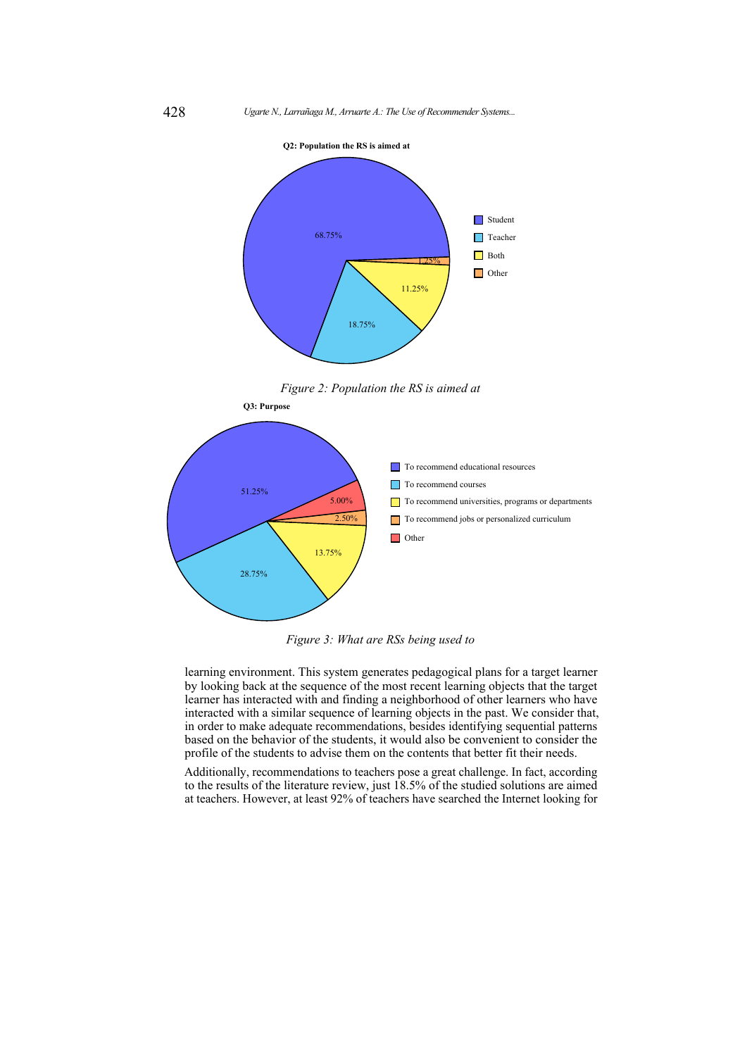Figure 2: Population the RS is aimed at

Figure 3: What are RSs being used to

learning environment. This system generates pedagogical plans for a target learner by looking back at the sequence of the most recent learning objects that the target learner has interacted with and finding a neighborhood of other learners who have interacted with a similar sequence of learning objects in the past. We consider that, in order to make adequate recommendations, besides identifying sequential patterns based on the behavior of the students, it would also be convenient to consider the profile of the students to advise them on the contents that better fit their needs.

Additionally, recommendations to teachers pose a great challenge. In fact, according to the results of the literature review, just 18.5% of the studied solutions are aimed at teachers. However, at least 92% of teachers have searched the Internet looking for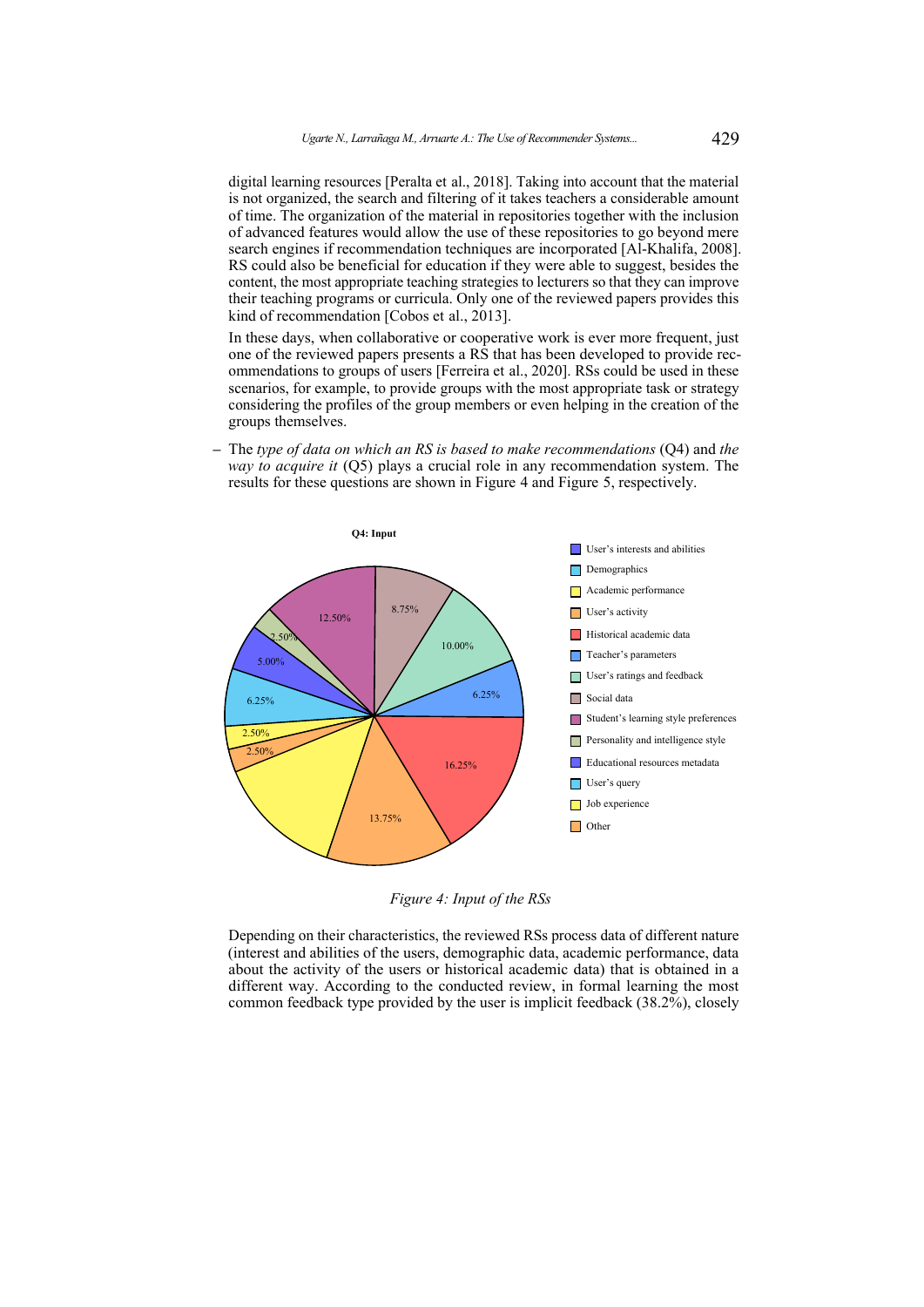digital learning resources [Peralta et al., 2018]. Taking into account that the material is not organized, the search and filtering of it takes teachers a considerable amount of time. The organization of the material in repositories together with the inclusion of advanced features would allow the use of these repositories to go beyond mere search engines if recommendation techniques are incorporated [Al-Khalifa, 2008]. RS could also be beneficial for education if they were able to suggest, besides the content, the most appropriate teaching strategies to lecturers so that they can improve their teaching programs or curricula. Only one of the reviewed papers provides this kind of recommendation [Cobos et al., 2013].

In these days, when collaborative or cooperative work is ever more frequent, just one of the reviewed papers presents a RS that has been developed to provide recommendations to groups of users [Ferreira et al., 2020]. RSs could be used in these scenarios, for example, to provide groups with the most appropriate task or strategy considering the profiles of the group members or even helping in the creation of the groups themselves.

– The *type of data on which an RS is based to make recommendations* (Q4) and *the way to acquire it* (Q5) plays a crucial role in any recommendation system. The results for these questions are shown in Figure 4 and Figure 5, respectively.

**Q4: Input**

| Category | Percentage |
|---|---|
| User's interests and abilities | 5.00% |
| Demographics | 6.25% |
| Academic performance | 13.75% |
| User's activity | 13.75% |
| Historical academic data | 16.25% |
| Teacher's parameters | 6.25% |
| User's ratings and feedback | 10.00% |
| Social data | 8.75% |
| Student's learning style preferences | 12.50% |
| Personality and intelligence style | 2.50% |
| Educational resources metadata | |
| User's query | |
| Job experience | 2.50% |
| Other | 2.50% |

*Figure 4: Input of the RSs*

Depending on their characteristics, the reviewed RSs process data of different nature (interest and abilities of the users, demographic data, academic performance, data about the activity of the users or historical academic data) that is obtained in a different way. According to the conducted review, in formal learning the most common feedback type provided by the user is implicit feedback (38.2%), closely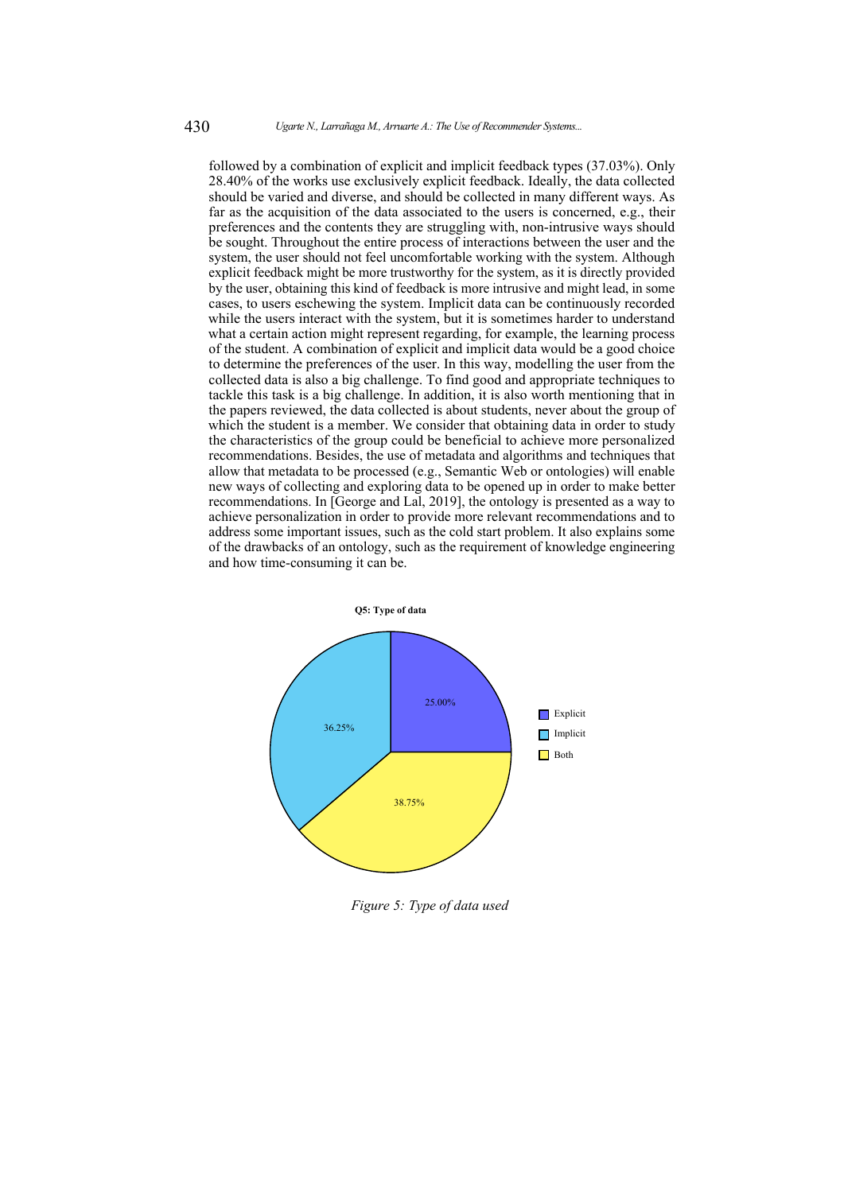followed by a combination of explicit and implicit feedback types (37.03%). Only 28.40% of the works use exclusively explicit feedback. Ideally, the data collected should be varied and diverse, and should be collected in many different ways. As far as the acquisition of the data associated to the users is concerned, e.g., their preferences and the contents they are struggling with, non-intrusive ways should be sought. Throughout the entire process of interactions between the user and the system, the user should not feel uncomfortable working with the system. Although explicit feedback might be more trustworthy for the system, as it is directly provided by the user, obtaining this kind of feedback is more intrusive and might lead, in some cases, to users eschewing the system. Implicit data can be continuously recorded while the users interact with the system, but it is sometimes harder to understand what a certain action might represent regarding, for example, the learning process of the student. A combination of explicit and implicit data would be a good choice to determine the preferences of the user. In this way, modelling the user from the collected data is also a big challenge. To find good and appropriate techniques to tackle this task is a big challenge. In addition, it is also worth mentioning that in the papers reviewed, the data collected is about students, never about the group of which the student is a member. We consider that obtaining data in order to study the characteristics of the group could be beneficial to achieve more personalized recommendations. Besides, the use of metadata and algorithms and techniques that allow that metadata to be processed (e.g., Semantic Web or ontologies) will enable new ways of collecting and exploring data to be opened up in order to make better recommendations. In [George and Lal, 2019], the ontology is presented as a way to achieve personalization in order to provide more relevant recommendations and to address some important issues, such as the cold start problem. It also explains some of the drawbacks of an ontology, such as the requirement of knowledge engineering and how time-consuming it can be.

**Q5: Type of data**

| Type | Percentage |
|---|---|
| Explicit | 25.00% |
| Implicit | 36.25% |
| Both | 38.75% |

*Figure 5: Type of data used*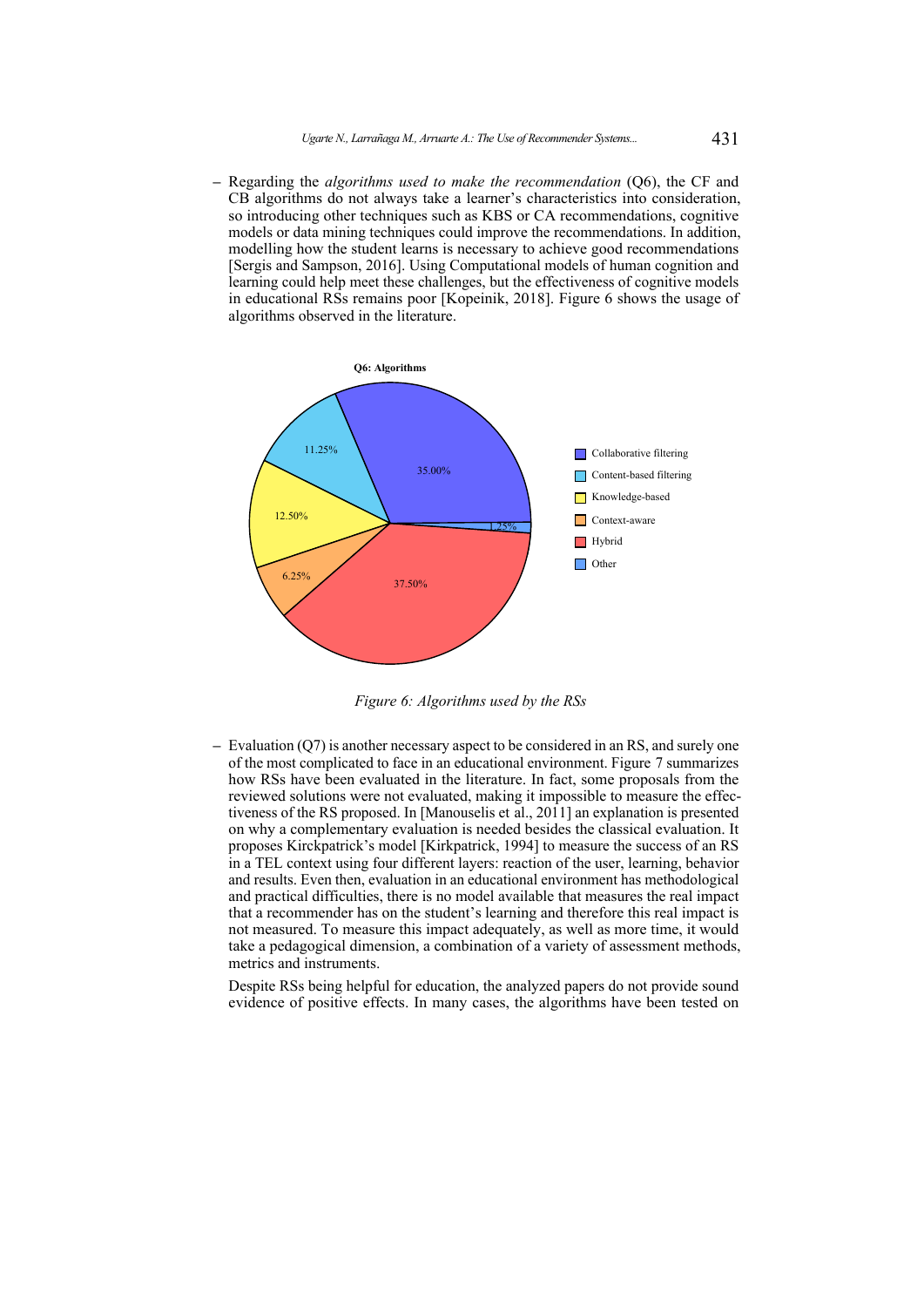– Regarding the *algorithms used to make the recommendation* (Q6), the CF and CB algorithms do not always take a learner's characteristics into consideration, so introducing other techniques such as KBS or CA recommendations, cognitive models or data mining techniques could improve the recommendations. In addition, modelling how the student learns is necessary to achieve good recommendations [Sergis and Sampson, 2016]. Using Computational models of human cognition and learning could help meet these challenges, but the effectiveness of cognitive models in educational RSs remains poor [Kopeinik, 2018]. Figure 6 shows the usage of algorithms observed in the literature.

**Q6: Algorithms**

| Algorithm | Percentage |
|---|---|
| Collaborative filtering | 35.00% |
| Content-based filtering | 11.25% |
| Knowledge-based | 12.50% |
| Context-aware | 6.25% |
| Hybrid | 37.50% |
| Other | 1.25% |

*Figure 6: Algorithms used by the RSs*

– Evaluation (Q7) is another necessary aspect to be considered in an RS, and surely one of the most complicated to face in an educational environment. Figure 7 summarizes how RSs have been evaluated in the literature. In fact, some proposals from the reviewed solutions were not evaluated, making it impossible to measure the effectiveness of the RS proposed. In [Manouselis et al., 2011] an explanation is presented on why a complementary evaluation is needed besides the classical evaluation. It proposes Kirckpatrick's model [Kirkpatrick, 1994] to measure the success of an RS in a TEL context using four different layers: reaction of the user, learning, behavior and results. Even then, evaluation in an educational environment has methodological and practical difficulties, there is no model available that measures the real impact that a recommender has on the student's learning and therefore this real impact is not measured. To measure this impact adequately, as well as more time, it would take a pedagogical dimension, a combination of a variety of assessment methods, metrics and instruments.

Despite RSs being helpful for education, the analyzed papers do not provide sound evidence of positive effects. In many cases, the algorithms have been tested on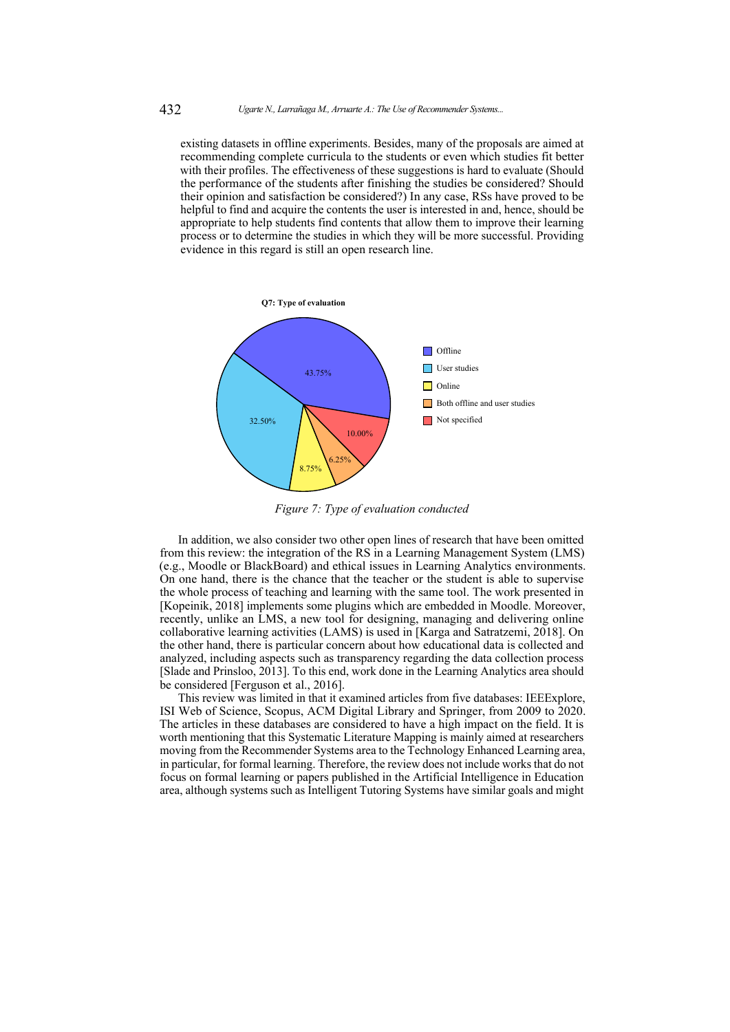existing datasets in offline experiments. Besides, many of the proposals are aimed at recommending complete curricula to the students or even which studies fit better with their profiles. The effectiveness of these suggestions is hard to evaluate (Should the performance of the students after finishing the studies be considered? Should their opinion and satisfaction be considered?) In any case, RSs have proved to be helpful to find and acquire the contents the user is interested in and, hence, should be appropriate to help students find contents that allow them to improve their learning process or to determine the studies in which they will be more successful. Providing evidence in this regard is still an open research line.

**Q7: Type of evaluation**

| Type of evaluation | Percentage |
| --- | --- |
| Offline | 43.75% |
| User studies | 32.50% |
| Online | 8.75% |
| Both offline and user studies | 6.25% |
| Not specified | 10.00% |

*Figure 7: Type of evaluation conducted*

In addition, we also consider two other open lines of research that have been omitted from this review: the integration of the RS in a Learning Management System (LMS) (e.g., Moodle or BlackBoard) and ethical issues in Learning Analytics environments. On one hand, there is the chance that the teacher or the student is able to supervise the whole process of teaching and learning with the same tool. The work presented in [Kopeinik, 2018] implements some plugins which are embedded in Moodle. Moreover, recently, unlike an LMS, a new tool for designing, managing and delivering online collaborative learning activities (LAMS) is used in [Karga and Satratzemi, 2018]. On the other hand, there is particular concern about how educational data is collected and analyzed, including aspects such as transparency regarding the data collection process [Slade and Prinsloo, 2013]. To this end, work done in the Learning Analytics area should be considered [Ferguson et al., 2016].

This review was limited in that it examined articles from five databases: IEEExplore, ISI Web of Science, Scopus, ACM Digital Library and Springer, from 2009 to 2020. The articles in these databases are considered to have a high impact on the field. It is worth mentioning that this Systematic Literature Mapping is mainly aimed at researchers moving from the Recommender Systems area to the Technology Enhanced Learning area, in particular, for formal learning. Therefore, the review does not include works that do not focus on formal learning or papers published in the Artificial Intelligence in Education area, although systems such as Intelligent Tutoring Systems have similar goals and might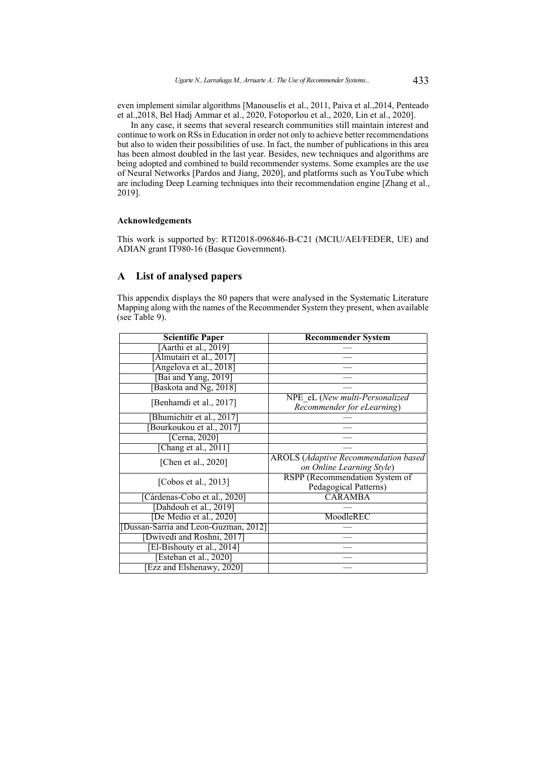even implement similar algorithms [Manouselis et al., 2011, Paiva et al.,2014, Penteado et al.,2018, Bel Hadj Ammar et al., 2020, Fotoporlou et al., 2020, Lin et al., 2020].

In any case, it seems that several research communities still maintain interest and continue to work on RSs in Education in order not only to achieve better recommendations but also to widen their possibilities of use. In fact, the number of publications in this area has been almost doubled in the last year. Besides, new techniques and algorithms are being adopted and combined to build recommender systems. Some examples are the use of Neural Networks [Pardos and Jiang, 2020], and platforms such as YouTube which are including Deep Learning techniques into their recommendation engine [Zhang et al., 2019].

### Acknowledgements

This work is supported by: RTI2018-096846-B-C21 (MCIU/AEI/FEDER, UE) and ADIAN grant IT980-16 (Basque Government).

## A List of analysed papers

This appendix displays the 80 papers that were analysed in the Systematic Literature Mapping along with the names of the Recommender System they present, when available (see Table 9).

| Scientific Paper | Recommender System |
|---|---|
| [Aarthi et al., 2019] | — |
| [Almutairi et al., 2017] | — |
| [Angelova et al., 2018] | — |
| [Bai and Yang, 2019] | — |
| [Baskota and Ng, 2018] | — |
| [Benhamdi et al., 2017] | NPE_eL (*New multi-Personalized Recommender for eLearning*) |
| [Bhumichitr et al., 2017] | — |
| [Bourkoukou et al., 2017] | — |
| [Cerna, 2020] | — |
| [Chang et al., 2011] | — |
| [Chen et al., 2020] | AROLS (*Adaptive Recommendation based on Online Learning Style*) |
| [Cobos et al., 2013] | RSPP (Recommendation System of Pedagogical Patterns) |
| [Cárdenas-Cobo et al., 2020] | CARAMBA |
| [Dahdouh et al., 2019] | — |
| [De Medio et al., 2020] | MoodleREC |
| [Dussan-Sarria and Leon-Guzman, 2012] | — |
| [Dwivedi and Roshni, 2017] | — |
| [El-Bishouty et al., 2014] | — |
| [Esteban et al., 2020] | — |
| [Ezz and Elshenawy, 2020] | — |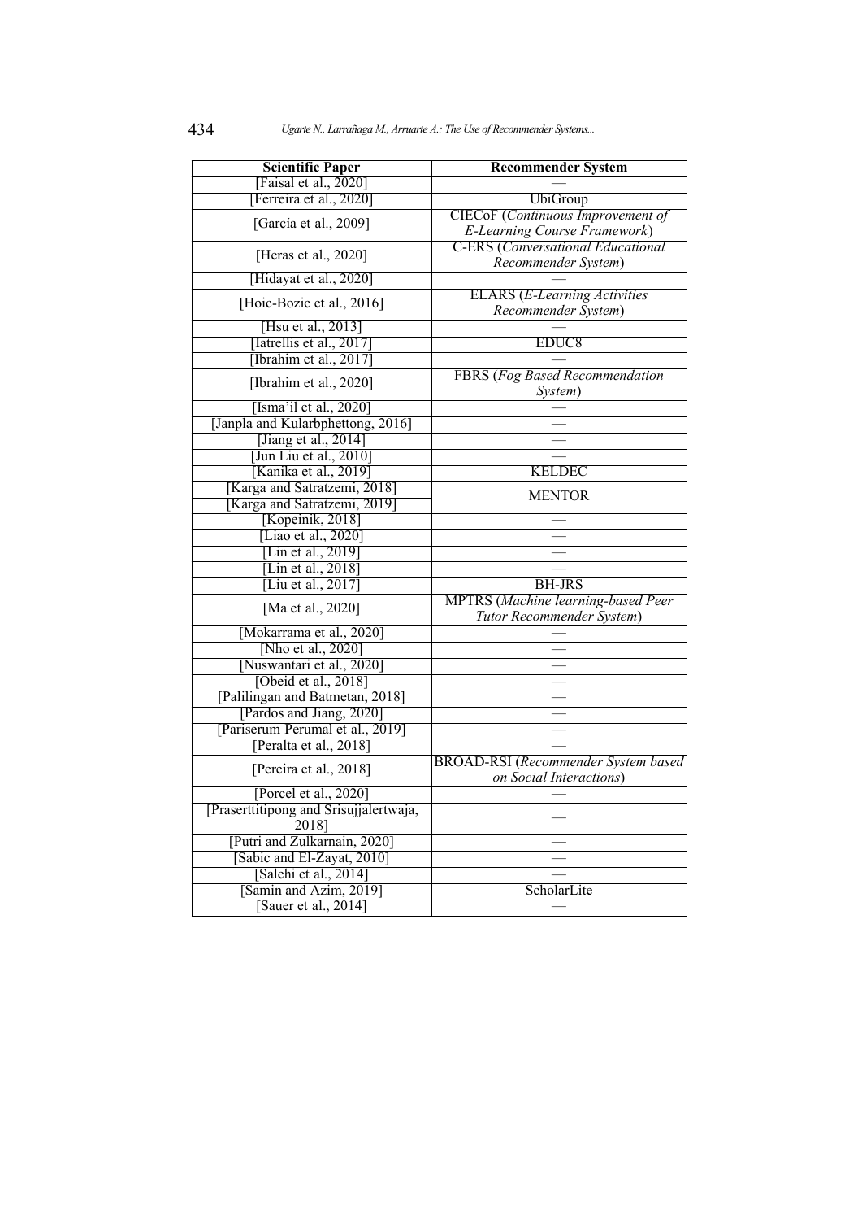| Scientific Paper | Recommender System |
|---|---|
| [Faisal et al., 2020] | — |
| [Ferreira et al., 2020] | UbiGroup |
| [García et al., 2009] | CIECoF (*Continuous Improvement of E-Learning Course Framework*) |
| [Heras et al., 2020] | C-ERS (*Conversational Educational Recommender System*) |
| [Hidayat et al., 2020] | — |
| [Hoic-Bozic et al., 2016] | ELARS (*E-Learning Activities Recommender System*) |
| [Hsu et al., 2013] | — |
| [Iatrellis et al., 2017] | EDUC8 |
| [Ibrahim et al., 2017] | — |
| [Ibrahim et al., 2020] | FBRS (*Fog Based Recommendation System*) |
| [Isma'il et al., 2020] | — |
| [Janpla and Kularbphettong, 2016] | — |
| [Jiang et al., 2014] | — |
| [Jun Liu et al., 2010] | — |
| [Kanika et al., 2019] | KELDEC |
| [Karga and Satratzemi, 2018] | MENTOR |
| [Karga and Satratzemi, 2019] | |
| [Kopeinik, 2018] | — |
| [Liao et al., 2020] | — |
| [Lin et al., 2019] | — |
| [Lin et al., 2018] | — |
| [Liu et al., 2017] | BH-JRS |
| [Ma et al., 2020] | MPTRS (*Machine learning-based Peer Tutor Recommender System*) |
| [Mokarrama et al., 2020] | — |
| [Nho et al., 2020] | — |
| [Nuswantari et al., 2020] | — |
| [Obeid et al., 2018] | — |
| [Palilingan and Batmetan, 2018] | — |
| [Pardos and Jiang, 2020] | — |
| [Pariserum Perumal et al., 2019] | — |
| [Peralta et al., 2018] | — |
| [Pereira et al., 2018] | BROAD-RSI (*Recommender System based on Social Interactions*) |
| [Porcel et al., 2020] | — |
| [Praserttitipong and Srisujjalertwaja, 2018] | — |
| [Putri and Zulkarnain, 2020] | — |
| [Sabic and El-Zayat, 2010] | — |
| [Salehi et al., 2014] | — |
| [Samin and Azim, 2019] | ScholarLite |
| [Sauer et al., 2014] | — |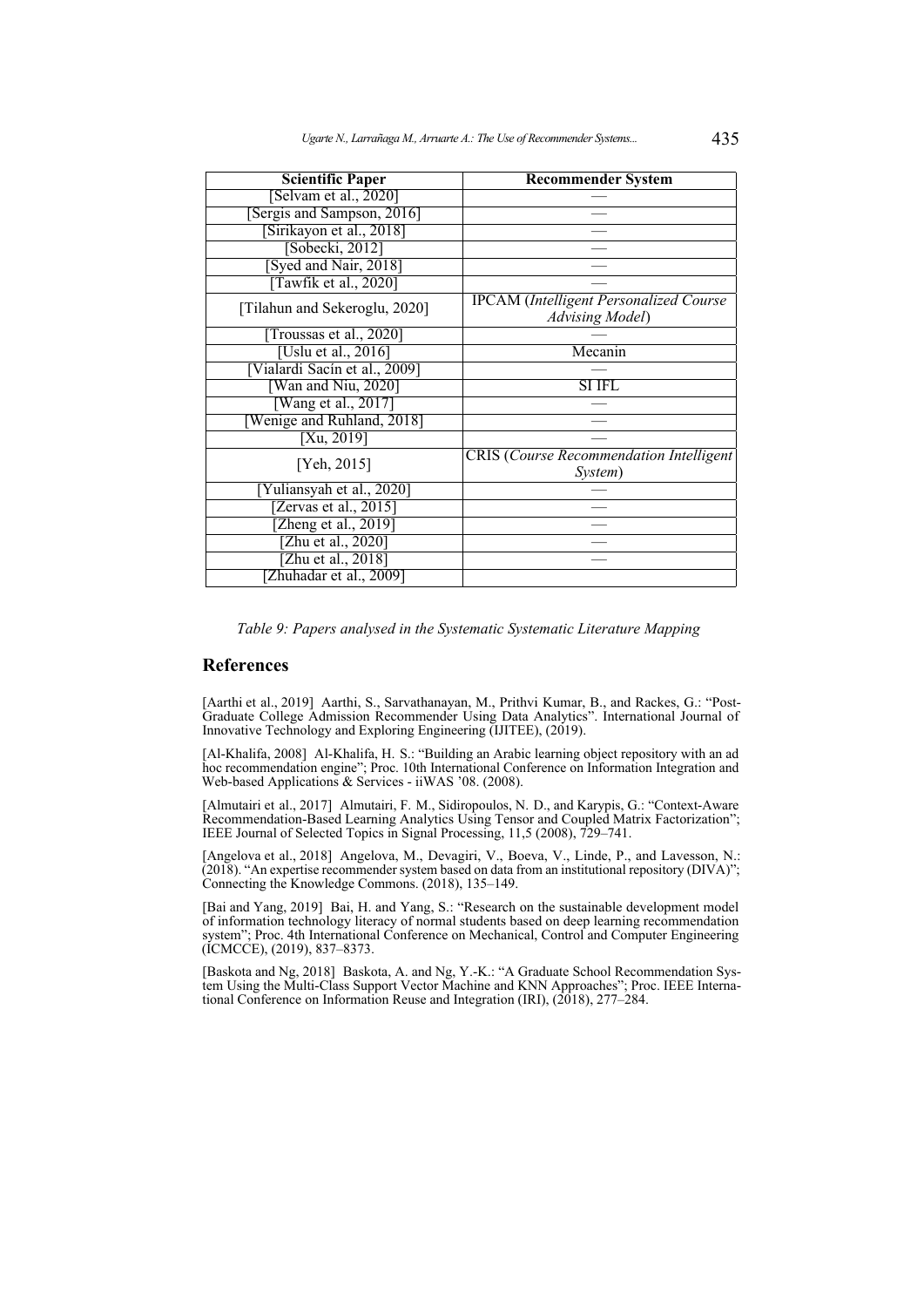| Scientific Paper | Recommender System |
| --- | --- |
| [Selvam et al., 2020] | — |
| [Sergis and Sampson, 2016] | — |
| [Sirikayon et al., 2018] | — |
| [Sobecki, 2012] | — |
| [Syed and Nair, 2018] | — |
| [Tawfik et al., 2020] | — |
| [Tilahun and Sekeroglu, 2020] | IPCAM (*Intelligent Personalized Course Advising Model*) |
| [Troussas et al., 2020] | — |
| [Uslu et al., 2016] | Mecanin |
| [Vialardi Sacín et al., 2009] | — |
| [Wan and Niu, 2020] | SI IFL |
| [Wang et al., 2017] | — |
| [Wenige and Ruhland, 2018] | — |
| [Xu, 2019] | — |
| [Yeh, 2015] | CRIS (*Course Recommendation Intelligent System*) |
| [Yuliansyah et al., 2020] | — |
| [Zervas et al., 2015] | — |
| [Zheng et al., 2019] | — |
| [Zhu et al., 2020] | — |
| [Zhu et al., 2018] | — |
| [Zhuhadar et al., 2009] | |

*Table 9: Papers analysed in the Systematic Systematic Literature Mapping*

## References

[Aarthi et al., 2019] Aarthi, S., Sarvathanayan, M., Prithvi Kumar, B., and Rackes, G.: "Post-Graduate College Admission Recommender Using Data Analytics". International Journal of Innovative Technology and Exploring Engineering (IJITEE), (2019).

[Al-Khalifa, 2008] Al-Khalifa, H. S.: "Building an Arabic learning object repository with an ad hoc recommendation engine"; Proc. 10th International Conference on Information Integration and Web-based Applications & Services - iiWAS '08. (2008).

[Almutairi et al., 2017] Almutairi, F. M., Sidiropoulos, N. D., and Karypis, G.: "Context-Aware Recommendation-Based Learning Analytics Using Tensor and Coupled Matrix Factorization"; IEEE Journal of Selected Topics in Signal Processing, 11,5 (2008), 729–741.

[Angelova et al., 2018] Angelova, M., Devagiri, V., Boeva, V., Linde, P., and Lavesson, N.: (2018). "An expertise recommender system based on data from an institutional repository (DIVA)"; Connecting the Knowledge Commons. (2018), 135–149.

[Bai and Yang, 2019] Bai, H. and Yang, S.: "Research on the sustainable development model of information technology literacy of normal students based on deep learning recommendation system"; Proc. 4th International Conference on Mechanical, Control and Computer Engineering (ICMCCE), (2019), 837–8373.

[Baskota and Ng, 2018] Baskota, A. and Ng, Y.-K.: "A Graduate School Recommendation System Using the Multi-Class Support Vector Machine and KNN Approaches"; Proc. IEEE International Conference on Information Reuse and Integration (IRI), (2018), 277–284.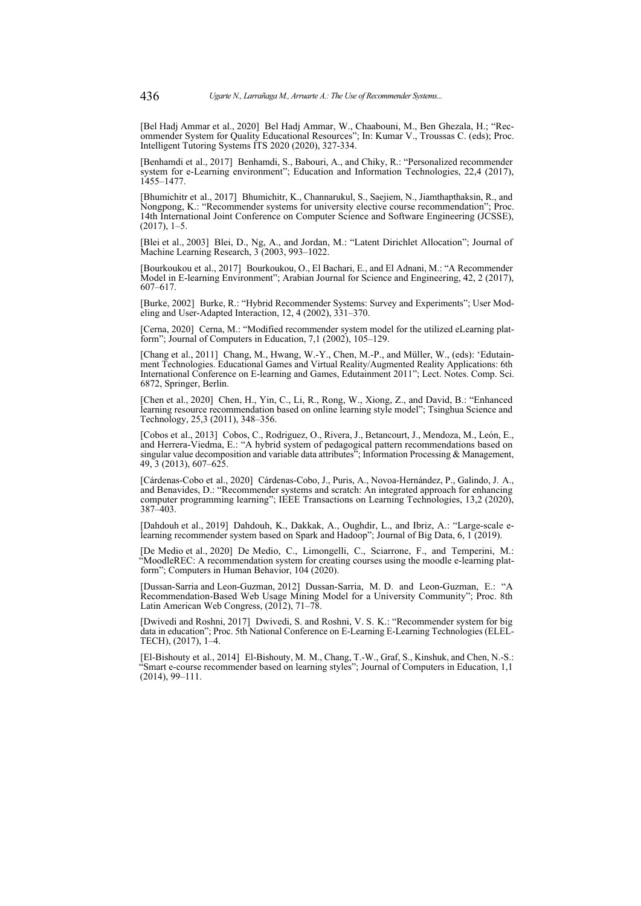[Bel Hadj Ammar et al., 2020] Bel Hadj Ammar, W., Chaabouni, M., Ben Ghezala, H.; "Recommender System for Quality Educational Resources"; In: Kumar V., Troussas C. (eds); Proc. Intelligent Tutoring Systems ITS 2020 (2020), 327-334.

[Benhamdi et al., 2017] Benhamdi, S., Babouri, A., and Chiky, R.: "Personalized recommender system for e-Learning environment"; Education and Information Technologies, 22,4 (2017), 1455–1477.

[Bhumichitr et al., 2017] Bhumichitr, K., Channarukul, S., Saejiem, N., Jiamthapthaksin, R., and Nongpong, K.: "Recommender systems for university elective course recommendation"; Proc. 14th International Joint Conference on Computer Science and Software Engineering (JCSSE), (2017), 1–5.

[Blei et al., 2003] Blei, D., Ng, A., and Jordan, M.: "Latent Dirichlet Allocation"; Journal of Machine Learning Research, 3 (2003, 993–1022.

[Bourkoukou et al., 2017] Bourkoukou, O., El Bachari, E., and El Adnani, M.: "A Recommender Model in E-learning Environment"; Arabian Journal for Science and Engineering, 42, 2 (2017), 607–617.

[Burke, 2002] Burke, R.: "Hybrid Recommender Systems: Survey and Experiments"; User Modeling and User-Adapted Interaction, 12, 4 (2002), 331–370.

[Cerna, 2020] Cerna, M.: "Modified recommender system model for the utilized eLearning platform"; Journal of Computers in Education, 7,1 (2002), 105–129.

[Chang et al., 2011] Chang, M., Hwang, W.-Y., Chen, M.-P., and Müller, W., (eds): 'Edutainment Technologies. Educational Games and Virtual Reality/Augmented Reality Applications: 6th International Conference on E-learning and Games, Edutainment 2011"; Lect. Notes. Comp. Sci. 6872, Springer, Berlin.

[Chen et al., 2020] Chen, H., Yin, C., Li, R., Rong, W., Xiong, Z., and David, B.: "Enhanced learning resource recommendation based on online learning style model"; Tsinghua Science and Technology, 25,3 (2011), 348–356.

[Cobos et al., 2013] Cobos, C., Rodriguez, O., Rivera, J., Betancourt, J., Mendoza, M., León, E., and Herrera-Viedma, E.: "A hybrid system of pedagogical pattern recommendations based on singular value decomposition and variable data attributes"; Information Processing & Management, 49, 3 (2013), 607–625.

[Cárdenas-Cobo et al., 2020] Cárdenas-Cobo, J., Puris, A., Novoa-Hernández, P., Galindo, J. A., and Benavides, D.: "Recommender systems and scratch: An integrated approach for enhancing computer programming learning"; IEEE Transactions on Learning Technologies, 13,2 (2020), 387–403.

[Dahdouh et al., 2019] Dahdouh, K., Dakkak, A., Oughdir, L., and Ibriz, A.: "Large-scale e-learning recommender system based on Spark and Hadoop"; Journal of Big Data, 6, 1 (2019).

[De Medio et al., 2020] De Medio, C., Limongelli, C., Sciarrone, F., and Temperini, M.: "MoodleREC: A recommendation system for creating courses using the moodle e-learning platform"; Computers in Human Behavior, 104 (2020).

[Dussan-Sarria and Leon-Guzman, 2012] Dussan-Sarria, M. D. and Leon-Guzman, E.: "A Recommendation-Based Web Usage Mining Model for a University Community"; Proc. 8th Latin American Web Congress, (2012), 71–78.

[Dwivedi and Roshni, 2017] Dwivedi, S. and Roshni, V. S. K.: "Recommender system for big data in education"; Proc. 5th National Conference on E-Learning E-Learning Technologies (ELELTECH), (2017), 1–4.

[El-Bishouty et al., 2014] El-Bishouty, M. M., Chang, T.-W., Graf, S., Kinshuk, and Chen, N.-S.: "Smart e-course recommender based on learning styles"; Journal of Computers in Education, 1,1 (2014), 99–111.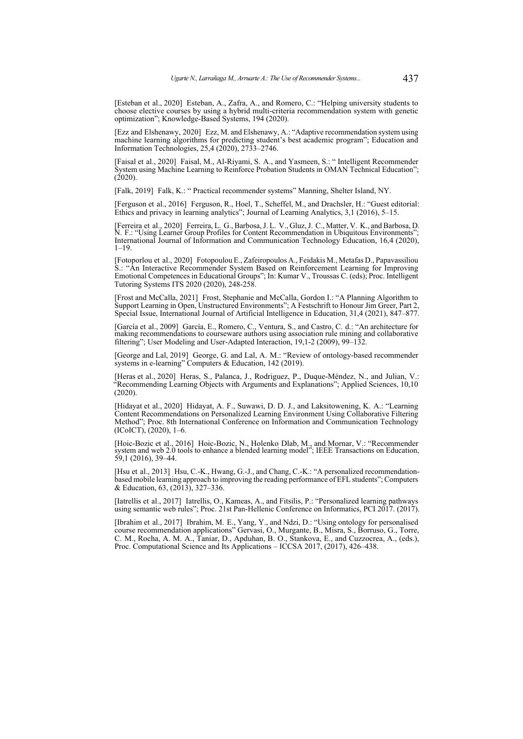[Esteban et al., 2020] Esteban, A., Zafra, A., and Romero, C.: "Helping university students to choose elective courses by using a hybrid multi-criteria recommendation system with genetic optimization"; Knowledge-Based Systems, 194 (2020).

[Ezz and Elshenawy, 2020] Ezz, M. and Elshenawy, A.: "Adaptive recommendation system using machine learning algorithms for predicting student's best academic program"; Education and Information Technologies, 25,4 (2020), 2733–2746.

[Faisal et al., 2020] Faisal, M., Al-Riyami, S. A., and Yasmeen, S.: " Intelligent Recommender System using Machine Learning to Reinforce Probation Students in OMAN Technical Education"; (2020).

[Falk, 2019] Falk, K.: " Practical recommender systems" Manning, Shelter Island, NY.

[Ferguson et al., 2016] Ferguson, R., Hoel, T., Scheffel, M., and Drachsler, H.: "Guest editorial: Ethics and privacy in learning analytics"; Journal of Learning Analytics, 3,1 (2016), 5–15.

[Ferreira et al., 2020] Ferreira, L. G., Barbosa, J. L. V., Gluz, J. C., Matter, V. K., and Barbosa, D. N. F.: "Using Learner Group Profiles for Content Recommendation in Ubiquitous Environments"; International Journal of Information and Communication Technology Education, 16,4 (2020), 1–19.

[Fotoporlou et al., 2020] Fotopoulou E., Zafeiropoulos A., Feidakis M., Metafas D., Papavassiliou S.: "An Interactive Recommender System Based on Reinforcement Learning for Improving Emotional Competences in Educational Groups"; In: Kumar V., Troussas C. (eds); Proc. Intelligent Tutoring Systems ITS 2020 (2020), 248-258.

[Frost and McCalla, 2021] Frost, Stephanie and McCalla, Gordon I.: "A Planning Algorithm to Support Learning in Open, Unstructured Environments"; A Festschrift to Honour Jim Greer, Part 2, Special Issue, International Journal of Artificial Intelligence in Education, 31,4 (2021), 847–877.

[García et al., 2009] García, E., Romero, C., Ventura, S., and Castro, C. d.: "An architecture for making recommendations to courseware authors using association rule mining and collaborative filtering"; User Modeling and User-Adapted Interaction, 19,1-2 (2009), 99–132.

[George and Lal, 2019] George, G. and Lal, A. M.: "Review of ontology-based recommender systems in e-learning" Computers & Education, 142 (2019).

[Heras et al., 2020] Heras, S., Palanca, J., Rodriguez, P., Duque-Méndez, N., and Julian, V.: "Recommending Learning Objects with Arguments and Explanations"; Applied Sciences, 10,10 (2020).

[Hidayat et al., 2020] Hidayat, A. F., Suwawi, D. D. J., and Laksitowening, K. A.: "Learning Content Recommendations on Personalized Learning Environment Using Collaborative Filtering Method"; Proc. 8th International Conference on Information and Communication Technology (ICoICT), (2020), 1–6.

[Hoic-Bozic et al., 2016] Hoic-Bozic, N., Holenko Dlab, M., and Mornar, V.: "Recommender system and web 2.0 tools to enhance a blended learning model"; IEEE Transactions on Education, 59,1 (2016), 39–44.

[Hsu et al., 2013] Hsu, C.-K., Hwang, G.-J., and Chang, C.-K.: "A personalized recommendation-based mobile learning approach to improving the reading performance of EFL students"; Computers & Education, 63, (2013), 327–336.

[Iatrellis et al., 2017] Iatrellis, O., Kameas, A., and Fitsilis, P.: "Personalized learning pathways using semantic web rules"; Proc. 21st Pan-Hellenic Conference on Informatics, PCI 2017. (2017).

[Ibrahim et al., 2017] Ibrahim, M. E., Yang, Y., and Ndzi, D.: "Using ontology for personalised course recommendation applications" Gervasi, O., Murgante, B., Misra, S., Borruso, G., Torre, C. M., Rocha, A. M. A., Taniar, D., Apduhan, B. O., Stankova, E., and Cuzzocrea, A., (eds.), Proc. Computational Science and Its Applications – ICCSA 2017, (2017), 426–438.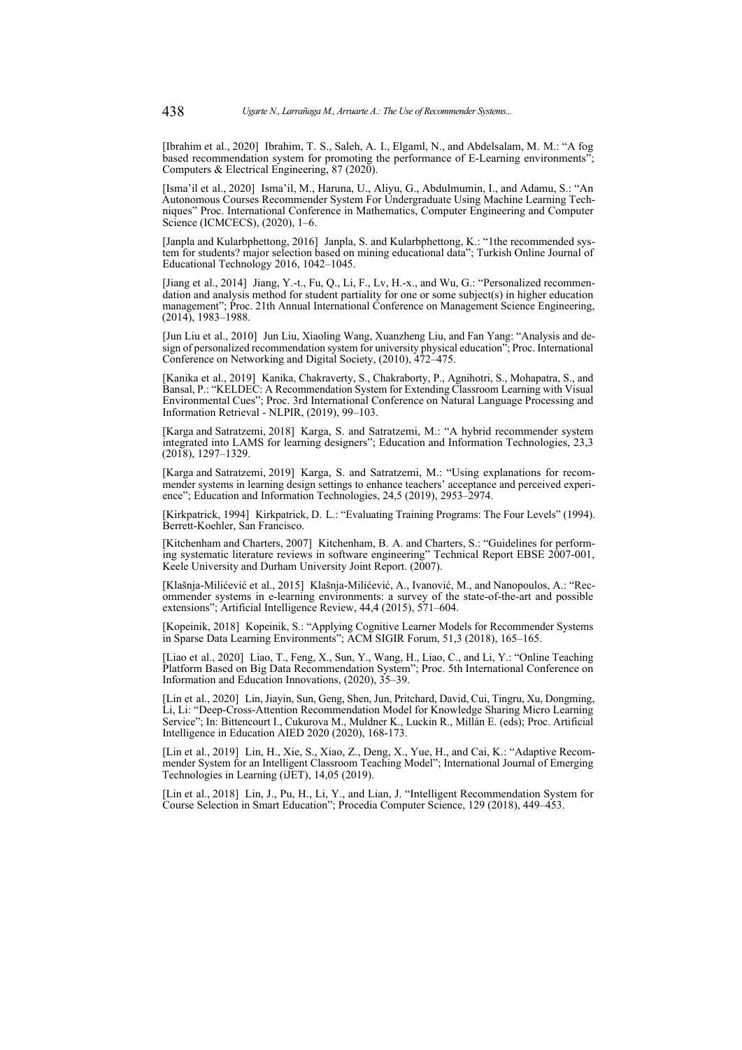[Ibrahim et al., 2020] Ibrahim, T. S., Saleh, A. I., Elgaml, N., and Abdelsalam, M. M.: "A fog based recommendation system for promoting the performance of E-Learning environments"; Computers & Electrical Engineering, 87 (2020).

[Isma'il et al., 2020] Isma'il, M., Haruna, U., Aliyu, G., Abdulmumin, I., and Adamu, S.: "An Autonomous Courses Recommender System For Undergraduate Using Machine Learning Techniques" Proc. International Conference in Mathematics, Computer Engineering and Computer Science (ICMCECS), (2020), 1–6.

[Janpla and Kularbphettong, 2016] Janpla, S. and Kularbphettong, K.: "1the recommended system for students? major selection based on mining educational data"; Turkish Online Journal of Educational Technology 2016, 1042–1045.

[Jiang et al., 2014] Jiang, Y.-t., Fu, Q., Li, F., Lv, H.-x., and Wu, G.: "Personalized recommendation and analysis method for student partiality for one or some subject(s) in higher education management"; Proc. 21th Annual International Conference on Management Science Engineering, (2014), 1983–1988.

[Jun Liu et al., 2010] Jun Liu, Xiaoling Wang, Xuanzheng Liu, and Fan Yang: "Analysis and design of personalized recommendation system for university physical education"; Proc. International Conference on Networking and Digital Society, (2010), 472–475.

[Kanika et al., 2019] Kanika, Chakraverty, S., Chakraborty, P., Agnihotri, S., Mohapatra, S., and Bansal, P.: "KELDEC: A Recommendation System for Extending Classroom Learning with Visual Environmental Cues"; Proc. 3rd International Conference on Natural Language Processing and Information Retrieval - NLPIR, (2019), 99–103.

[Karga and Satratzemi, 2018] Karga, S. and Satratzemi, M.: "A hybrid recommender system integrated into LAMS for learning designers"; Education and Information Technologies, 23,3 (2018), 1297–1329.

[Karga and Satratzemi, 2019] Karga, S. and Satratzemi, M.: "Using explanations for recommender systems in learning design settings to enhance teachers' acceptance and perceived experience"; Education and Information Technologies, 24,5 (2019), 2953–2974.

[Kirkpatrick, 1994] Kirkpatrick, D. L.: "Evaluating Training Programs: The Four Levels" (1994). Berrett-Koehler, San Francisco.

[Kitchenham and Charters, 2007] Kitchenham, B. A. and Charters, S.: "Guidelines for performing systematic literature reviews in software engineering" Technical Report EBSE 2007-001, Keele University and Durham University Joint Report. (2007).

[Klašnja-Milićević et al., 2015] Klašnja-Milićević, A., Ivanović, M., and Nanopoulos, A.: "Recommender systems in e-learning environments: a survey of the state-of-the-art and possible extensions"; Artificial Intelligence Review, 44,4 (2015), 571–604.

[Kopeinik, 2018] Kopeinik, S.: "Applying Cognitive Learner Models for Recommender Systems in Sparse Data Learning Environments"; ACM SIGIR Forum, 51,3 (2018), 165–165.

[Liao et al., 2020] Liao, T., Feng, X., Sun, Y., Wang, H., Liao, C., and Li, Y.: "Online Teaching Platform Based on Big Data Recommendation System"; Proc. 5th International Conference on Information and Education Innovations, (2020), 35–39.

[Lin et al., 2020] Lin, Jiayin, Sun, Geng, Shen, Jun, Pritchard, David, Cui, Tingru, Xu, Dongming, Li, Li: "Deep-Cross-Attention Recommendation Model for Knowledge Sharing Micro Learning Service"; In: Bittencourt I., Cukurova M., Muldner K., Luckin R., Millán E. (eds); Proc. Artificial Intelligence in Education AIED 2020 (2020), 168-173.

[Lin et al., 2019] Lin, H., Xie, S., Xiao, Z., Deng, X., Yue, H., and Cai, K.: "Adaptive Recommender System for an Intelligent Classroom Teaching Model"; International Journal of Emerging Technologies in Learning (iJET), 14,05 (2019).

[Lin et al., 2018] Lin, J., Pu, H., Li, Y., and Lian, J. "Intelligent Recommendation System for Course Selection in Smart Education"; Procedia Computer Science, 129 (2018), 449–453.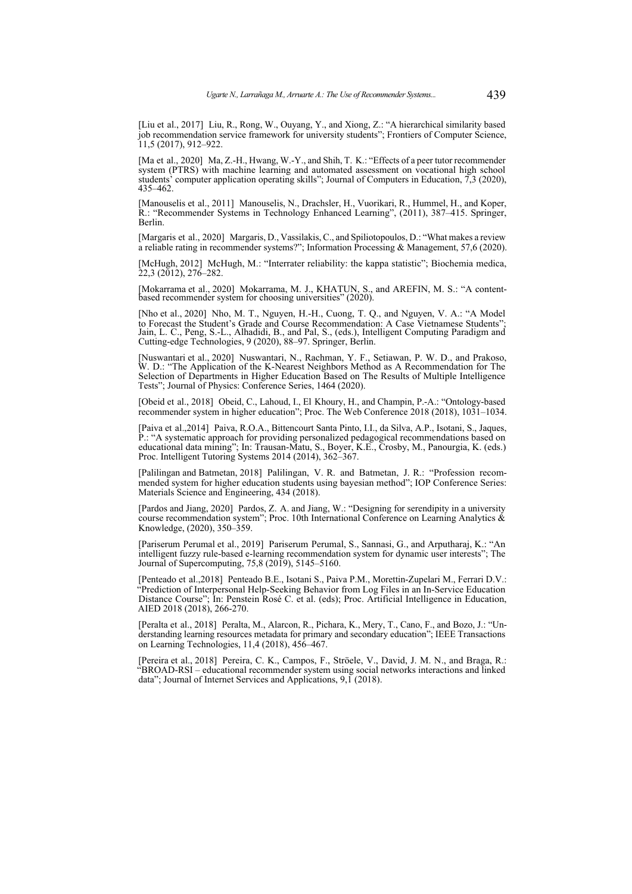[Liu et al., 2017] Liu, R., Rong, W., Ouyang, Y., and Xiong, Z.: "A hierarchical similarity based job recommendation service framework for university students"; Frontiers of Computer Science, 11,5 (2017), 912–922.

[Ma et al., 2020] Ma, Z.-H., Hwang, W.-Y., and Shih, T. K.: "Effects of a peer tutor recommender system (PTRS) with machine learning and automated assessment on vocational high school students' computer application operating skills"; Journal of Computers in Education, 7,3 (2020), 435–462.

[Manouselis et al., 2011] Manouselis, N., Drachsler, H., Vuorikari, R., Hummel, H., and Koper, R.: "Recommender Systems in Technology Enhanced Learning", (2011), 387–415. Springer, Berlin.

[Margaris et al., 2020] Margaris, D., Vassilakis, C., and Spiliotopoulos, D.: "What makes a review a reliable rating in recommender systems?"; Information Processing & Management, 57,6 (2020).

[McHugh, 2012] McHugh, M.: "Interrater reliability: the kappa statistic"; Biochemia medica, 22,3 (2012), 276–282.

[Mokarrama et al., 2020] Mokarrama, M. J., KHATUN, S., and AREFIN, M. S.: "A content-based recommender system for choosing universities" (2020).

[Nho et al., 2020] Nho, M. T., Nguyen, H.-H., Cuong, T. Q., and Nguyen, V. A.: "A Model to Forecast the Student's Grade and Course Recommendation: A Case Vietnamese Students"; Jain, L. C., Peng, S.-L., Alhadidi, B., and Pal, S., (eds.), Intelligent Computing Paradigm and Cutting-edge Technologies, 9 (2020), 88–97. Springer, Berlin.

[Nuswantari et al., 2020] Nuswantari, N., Rachman, Y. F., Setiawan, P. W. D., and Prakoso, W. D.: "The Application of the K-Nearest Neighbors Method as A Recommendation for The Selection of Departments in Higher Education Based on The Results of Multiple Intelligence Tests"; Journal of Physics: Conference Series, 1464 (2020).

[Obeid et al., 2018] Obeid, C., Lahoud, I., El Khoury, H., and Champin, P.-A.: "Ontology-based recommender system in higher education"; Proc. The Web Conference 2018 (2018), 1031–1034.

[Paiva et al.,2014] Paiva, R.O.A., Bittencourt Santa Pinto, I.I., da Silva, A.P., Isotani, S., Jaques, P.: "A systematic approach for providing personalized pedagogical recommendations based on educational data mining"; In: Trausan-Matu, S., Boyer, K.E., Crosby, M., Panourgia, K. (eds.) Proc. Intelligent Tutoring Systems 2014 (2014), 362–367.

[Palilingan and Batmetan, 2018] Palilingan, V. R. and Batmetan, J. R.: "Profession recommended system for higher education students using bayesian method"; IOP Conference Series: Materials Science and Engineering, 434 (2018).

[Pardos and Jiang, 2020] Pardos, Z. A. and Jiang, W.: "Designing for serendipity in a university course recommendation system"; Proc. 10th International Conference on Learning Analytics & Knowledge, (2020), 350–359.

[Pariserum Perumal et al., 2019] Pariserum Perumal, S., Sannasi, G., and Arputharaj, K.: "An intelligent fuzzy rule-based e-learning recommendation system for dynamic user interests"; The Journal of Supercomputing, 75,8 (2019), 5145–5160.

[Penteado et al.,2018] Penteado B.E., Isotani S., Paiva P.M., Morettin-Zupelari M., Ferrari D.V.: "Prediction of Interpersonal Help-Seeking Behavior from Log Files in an In-Service Education Distance Course"; In: Penstein Rosé C. et al. (eds); Proc. Artificial Intelligence in Education, AIED 2018 (2018), 266-270.

[Peralta et al., 2018] Peralta, M., Alarcon, R., Pichara, K., Mery, T., Cano, F., and Bozo, J.: "Understanding learning resources metadata for primary and secondary education"; IEEE Transactions on Learning Technologies, 11,4 (2018), 456–467.

[Pereira et al., 2018] Pereira, C. K., Campos, F., Ströele, V., David, J. M. N., and Braga, R.: "BROAD-RSI – educational recommender system using social networks interactions and linked data"; Journal of Internet Services and Applications, 9,1 (2018).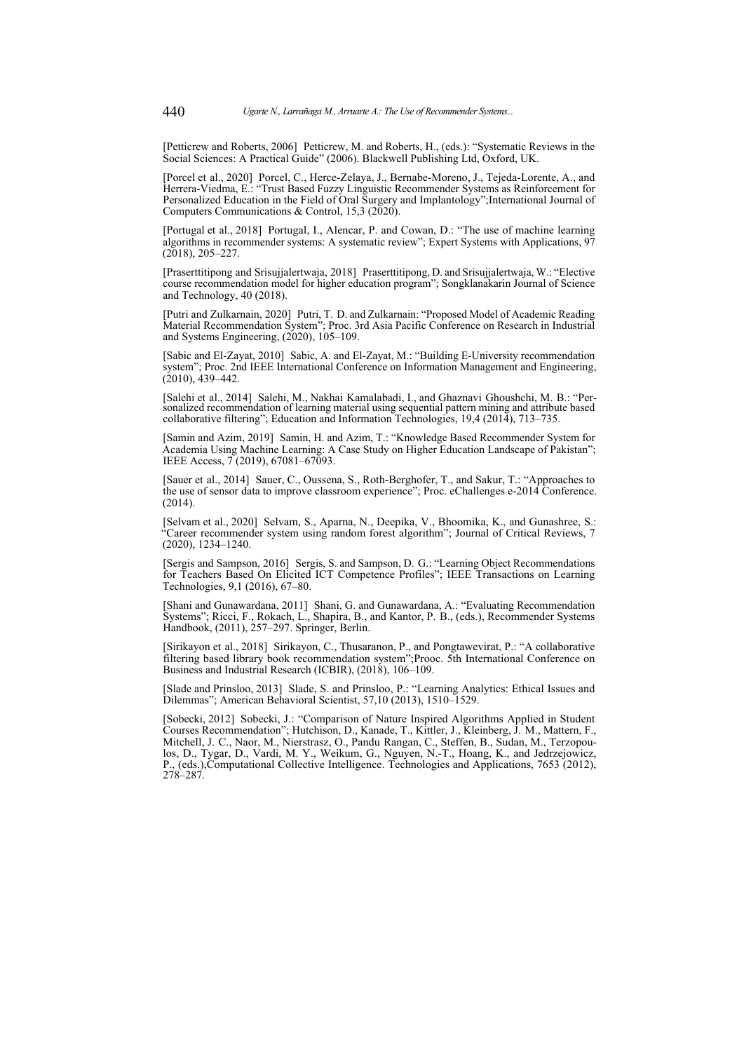[Petticrew and Roberts, 2006] Petticrew, M. and Roberts, H., (eds.): "Systematic Reviews in the Social Sciences: A Practical Guide" (2006). Blackwell Publishing Ltd, Oxford, UK.

[Porcel et al., 2020] Porcel, C., Herce-Zelaya, J., Bernabe-Moreno, J., Tejeda-Lorente, A., and Herrera-Viedma, E.: "Trust Based Fuzzy Linguistic Recommender Systems as Reinforcement for Personalized Education in the Field of Oral Surgery and Implantology";International Journal of Computers Communications & Control, 15,3 (2020).

[Portugal et al., 2018] Portugal, I., Alencar, P. and Cowan, D.: "The use of machine learning algorithms in recommender systems: A systematic review"; Expert Systems with Applications, 97 (2018), 205–227.

[Praserttitipong and Srisujjalertwaja, 2018] Praserttitipong, D. and Srisujjalertwaja, W.: "Elective course recommendation model for higher education program"; Songklanakarin Journal of Science and Technology, 40 (2018).

[Putri and Zulkarnain, 2020] Putri, T. D. and Zulkarnain: "Proposed Model of Academic Reading Material Recommendation System"; Proc. 3rd Asia Pacific Conference on Research in Industrial and Systems Engineering, (2020), 105–109.

[Sabic and El-Zayat, 2010] Sabic, A. and El-Zayat, M.: "Building E-University recommendation system"; Proc. 2nd IEEE International Conference on Information Management and Engineering, (2010), 439–442.

[Salehi et al., 2014] Salehi, M., Nakhai Kamalabadi, I., and Ghaznavi Ghoushchi, M. B.: "Personalized recommendation of learning material using sequential pattern mining and attribute based collaborative filtering"; Education and Information Technologies, 19,4 (2014), 713–735.

[Samin and Azim, 2019] Samin, H. and Azim, T.: "Knowledge Based Recommender System for Academia Using Machine Learning: A Case Study on Higher Education Landscape of Pakistan"; IEEE Access, 7 (2019), 67081–67093.

[Sauer et al., 2014] Sauer, C., Oussena, S., Roth-Berghofer, T., and Sakur, T.: "Approaches to the use of sensor data to improve classroom experience"; Proc. eChallenges e-2014 Conference. (2014).

[Selvam et al., 2020] Selvam, S., Aparna, N., Deepika, V., Bhoomika, K., and Gunashree, S.: "Career recommender system using random forest algorithm"; Journal of Critical Reviews, 7 (2020), 1234–1240.

[Sergis and Sampson, 2016] Sergis, S. and Sampson, D. G.: "Learning Object Recommendations for Teachers Based On Elicited ICT Competence Profiles"; IEEE Transactions on Learning Technologies, 9,1 (2016), 67–80.

[Shani and Gunawardana, 2011] Shani, G. and Gunawardana, A.: "Evaluating Recommendation Systems"; Ricci, F., Rokach, L., Shapira, B., and Kantor, P. B., (eds.), Recommender Systems Handbook, (2011), 257–297. Springer, Berlin.

[Sirikayon et al., 2018] Sirikayon, C., Thusaranon, P., and Pongtawevirat, P.: "A collaborative filtering based library book recommendation system";Prooc. 5th International Conference on Business and Industrial Research (ICBIR), (2018), 106–109.

[Slade and Prinsloo, 2013] Slade, S. and Prinsloo, P.: "Learning Analytics: Ethical Issues and Dilemmas"; American Behavioral Scientist, 57,10 (2013), 1510–1529.

[Sobecki, 2012] Sobecki, J.: "Comparison of Nature Inspired Algorithms Applied in Student Courses Recommendation"; Hutchison, D., Kanade, T., Kittler, J., Kleinberg, J. M., Mattern, F., Mitchell, J. C., Naor, M., Nierstrasz, O., Pandu Rangan, C., Steffen, B., Sudan, M., Terzopoulos, D., Tygar, D., Vardi, M. Y., Weikum, G., Nguyen, N.-T., Hoang, K., and Jedrzejowicz, P., (eds.),Computational Collective Intelligence. Technologies and Applications, 7653 (2012), 278–287.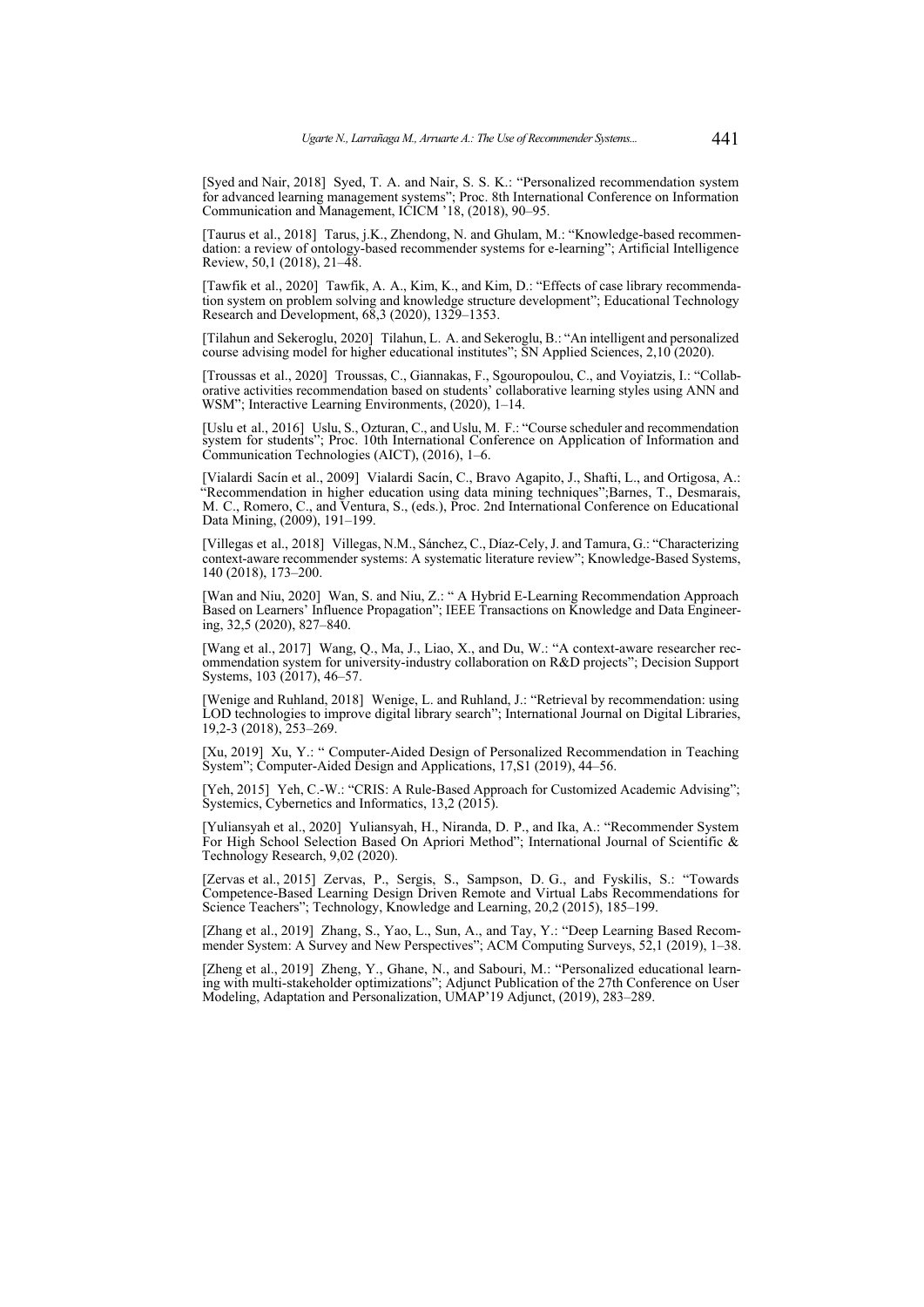[Syed and Nair, 2018] Syed, T. A. and Nair, S. S. K.: "Personalized recommendation system for advanced learning management systems"; Proc. 8th International Conference on Information Communication and Management, ICICM '18, (2018), 90–95.

[Taurus et al., 2018] Tarus, j.K., Zhendong, N. and Ghulam, M.: "Knowledge-based recommendation: a review of ontology-based recommender systems for e-learning"; Artificial Intelligence Review, 50,1 (2018), 21–48.

[Tawfik et al., 2020] Tawfik, A. A., Kim, K., and Kim, D.: "Effects of case library recommendation system on problem solving and knowledge structure development"; Educational Technology Research and Development, 68,3 (2020), 1329–1353.

[Tilahun and Sekeroglu, 2020] Tilahun, L. A. and Sekeroglu, B.: "An intelligent and personalized course advising model for higher educational institutes"; SN Applied Sciences, 2,10 (2020).

[Troussas et al., 2020] Troussas, C., Giannakas, F., Sgouropoulou, C., and Voyiatzis, I.: "Collaborative activities recommendation based on students' collaborative learning styles using ANN and WSM"; Interactive Learning Environments, (2020), 1–14.

[Uslu et al., 2016] Uslu, S., Ozturan, C., and Uslu, M. F.: "Course scheduler and recommendation system for students"; Proc. 10th International Conference on Application of Information and Communication Technologies (AICT), (2016), 1–6.

[Vialardi Sacín et al., 2009] Vialardi Sacín, C., Bravo Agapito, J., Shafti, L., and Ortigosa, A.: "Recommendation in higher education using data mining techniques";Barnes, T., Desmarais, M. C., Romero, C., and Ventura, S., (eds.), Proc. 2nd International Conference on Educational Data Mining, (2009), 191–199.

[Villegas et al., 2018] Villegas, N.M., Sánchez, C., Díaz-Cely, J. and Tamura, G.: "Characterizing context-aware recommender systems: A systematic literature review"; Knowledge-Based Systems, 140 (2018), 173–200.

[Wan and Niu, 2020] Wan, S. and Niu, Z.: " A Hybrid E-Learning Recommendation Approach Based on Learners' Influence Propagation"; IEEE Transactions on Knowledge and Data Engineering, 32,5 (2020), 827–840.

[Wang et al., 2017] Wang, Q., Ma, J., Liao, X., and Du, W.: "A context-aware researcher recommendation system for university-industry collaboration on R&D projects"; Decision Support Systems, 103 (2017), 46–57.

[Wenige and Ruhland, 2018] Wenige, L. and Ruhland, J.: "Retrieval by recommendation: using LOD technologies to improve digital library search"; International Journal on Digital Libraries, 19,2-3 (2018), 253–269.

[Xu, 2019] Xu, Y.: " Computer-Aided Design of Personalized Recommendation in Teaching System"; Computer-Aided Design and Applications, 17,S1 (2019), 44–56.

[Yeh, 2015] Yeh, C.-W.: "CRIS: A Rule-Based Approach for Customized Academic Advising"; Systemics, Cybernetics and Informatics, 13,2 (2015).

[Yuliansyah et al., 2020] Yuliansyah, H., Niranda, D. P., and Ika, A.: "Recommender System For High School Selection Based On Apriori Method"; International Journal of Scientific & Technology Research, 9,02 (2020).

[Zervas et al., 2015] Zervas, P., Sergis, S., Sampson, D. G., and Fyskilis, S.: "Towards Competence-Based Learning Design Driven Remote and Virtual Labs Recommendations for Science Teachers"; Technology, Knowledge and Learning, 20,2 (2015), 185–199.

[Zhang et al., 2019] Zhang, S., Yao, L., Sun, A., and Tay, Y.: "Deep Learning Based Recommender System: A Survey and New Perspectives"; ACM Computing Surveys, 52,1 (2019), 1–38.

[Zheng et al., 2019] Zheng, Y., Ghane, N., and Sabouri, M.: "Personalized educational learning with multi-stakeholder optimizations"; Adjunct Publication of the 27th Conference on User Modeling, Adaptation and Personalization, UMAP'19 Adjunct, (2019), 283–289.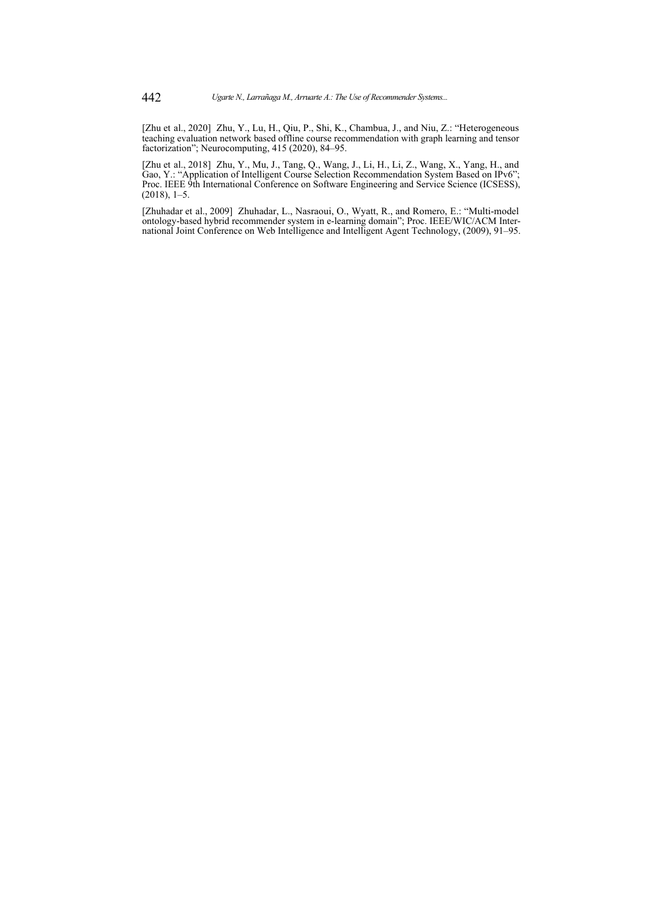[Zhu et al., 2020] Zhu, Y., Lu, H., Qiu, P., Shi, K., Chambua, J., and Niu, Z.: "Heterogeneous teaching evaluation network based offline course recommendation with graph learning and tensor factorization"; Neurocomputing, 415 (2020), 84–95.

[Zhu et al., 2018] Zhu, Y., Mu, J., Tang, Q., Wang, J., Li, H., Li, Z., Wang, X., Yang, H., and Gao, Y.: "Application of Intelligent Course Selection Recommendation System Based on IPv6"; Proc. IEEE 9th International Conference on Software Engineering and Service Science (ICSESS), (2018), 1–5.

[Zhuhadar et al., 2009] Zhuhadar, L., Nasraoui, O., Wyatt, R., and Romero, E.: "Multi-model ontology-based hybrid recommender system in e-learning domain"; Proc. IEEE/WIC/ACM International Joint Conference on Web Intelligence and Intelligent Agent Technology, (2009), 91–95.